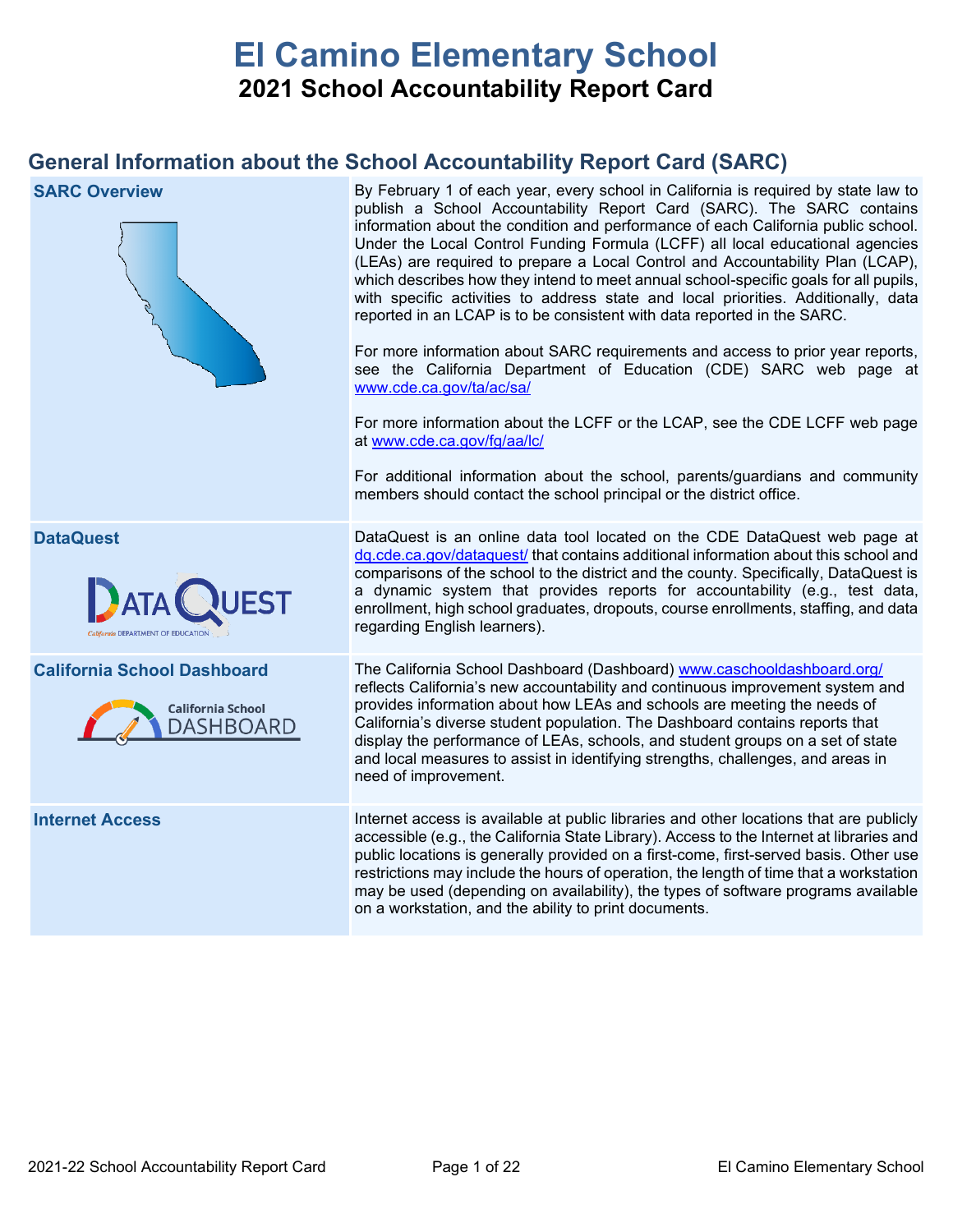# El Camino Elementary School

## 2021 School Accountability Report Card

## General Information about the School Accountability Report Card (SARC)

| | |
|---|---|
| **SARC Overview** | By February 1 of each year, every school in California is required by state law to publish a School Accountability Report Card (SARC). The SARC contains information about the condition and performance of each California public school. Under the Local Control Funding Formula (LCFF) all local educational agencies (LEAs) are required to prepare a Local Control and Accountability Plan (LCAP), which describes how they intend to meet annual school-specific goals for all pupils, with specific activities to address state and local priorities. Additionally, data reported in an LCAP is to be consistent with data reported in the SARC.<br><br>For more information about SARC requirements and access to prior year reports, see the California Department of Education (CDE) SARC web page at www.cde.ca.gov/ta/ac/sa/<br><br>For more information about the LCFF or the LCAP, see the CDE LCFF web page at www.cde.ca.gov/fg/aa/lc/<br><br>For additional information about the school, parents/guardians and community members should contact the school principal or the district office. |
| **DataQuest** | DataQuest is an online data tool located on the CDE DataQuest web page at dq.cde.ca.gov/dataquest/ that contains additional information about this school and comparisons of the school to the district and the county. Specifically, DataQuest is a dynamic system that provides reports for accountability (e.g., test data, enrollment, high school graduates, dropouts, course enrollments, staffing, and data regarding English learners). |
| **California School Dashboard** | The California School Dashboard (Dashboard) www.caschooldashboard.org/ reflects California's new accountability and continuous improvement system and provides information about how LEAs and schools are meeting the needs of California's diverse student population. The Dashboard contains reports that display the performance of LEAs, schools, and student groups on a set of state and local measures to assist in identifying strengths, challenges, and areas in need of improvement. |
| **Internet Access** | Internet access is available at public libraries and other locations that are publicly accessible (e.g., the California State Library). Access to the Internet at libraries and public locations is generally provided on a first-come, first-served basis. Other use restrictions may include the hours of operation, the length of time that a workstation may be used (depending on availability), the types of software programs available on a workstation, and the ability to print documents. |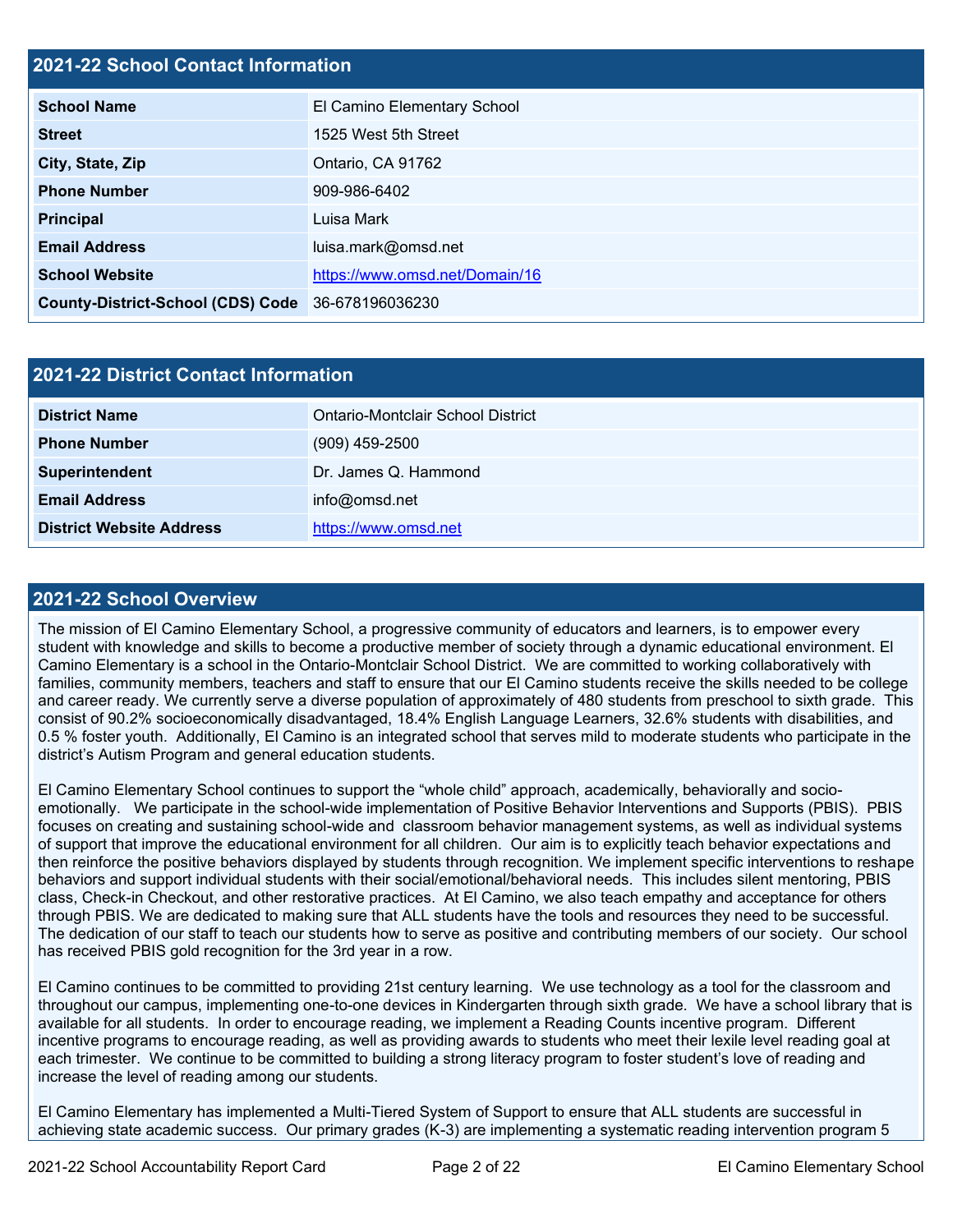## 2021-22 School Contact Information

| | |
|---|---|
| **School Name** | El Camino Elementary School |
| **Street** | 1525 West 5th Street |
| **City, State, Zip** | Ontario, CA 91762 |
| **Phone Number** | 909-986-6402 |
| **Principal** | Luisa Mark |
| **Email Address** | luisa.mark@omsd.net |
| **School Website** | https://www.omsd.net/Domain/16 |
| **County-District-School (CDS) Code** | 36-678196036230 |

## 2021-22 District Contact Information

| | |
|---|---|
| **District Name** | Ontario-Montclair School District |
| **Phone Number** | (909) 459-2500 |
| **Superintendent** | Dr. James Q. Hammond |
| **Email Address** | info@omsd.net |
| **District Website Address** | https://www.omsd.net |

## 2021-22 School Overview

The mission of El Camino Elementary School, a progressive community of educators and learners, is to empower every student with knowledge and skills to become a productive member of society through a dynamic educational environment. El Camino Elementary is a school in the Ontario-Montclair School District. We are committed to working collaboratively with families, community members, teachers and staff to ensure that our El Camino students receive the skills needed to be college and career ready. We currently serve a diverse population of approximately of 480 students from preschool to sixth grade. This consist of 90.2% socioeconomically disadvantaged, 18.4% English Language Learners, 32.6% students with disabilities, and 0.5 % foster youth. Additionally, El Camino is an integrated school that serves mild to moderate students who participate in the district's Autism Program and general education students.

El Camino Elementary School continues to support the "whole child" approach, academically, behaviorally and socio-emotionally. We participate in the school-wide implementation of Positive Behavior Interventions and Supports (PBIS). PBIS focuses on creating and sustaining school-wide and classroom behavior management systems, as well as individual systems of support that improve the educational environment for all children. Our aim is to explicitly teach behavior expectations and then reinforce the positive behaviors displayed by students through recognition. We implement specific interventions to reshape behaviors and support individual students with their social/emotional/behavioral needs. This includes silent mentoring, PBIS class, Check-in Checkout, and other restorative practices. At El Camino, we also teach empathy and acceptance for others through PBIS. We are dedicated to making sure that ALL students have the tools and resources they need to be successful. The dedication of our staff to teach our students how to serve as positive and contributing members of our society. Our school has received PBIS gold recognition for the 3rd year in a row.

El Camino continues to be committed to providing 21st century learning. We use technology as a tool for the classroom and throughout our campus, implementing one-to-one devices in Kindergarten through sixth grade. We have a school library that is available for all students. In order to encourage reading, we implement a Reading Counts incentive program. Different incentive programs to encourage reading, as well as providing awards to students who meet their lexile level reading goal at each trimester. We continue to be committed to building a strong literacy program to foster student's love of reading and increase the level of reading among our students.

El Camino Elementary has implemented a Multi-Tiered System of Support to ensure that ALL students are successful in achieving state academic success. Our primary grades (K-3) are implementing a systematic reading intervention program 5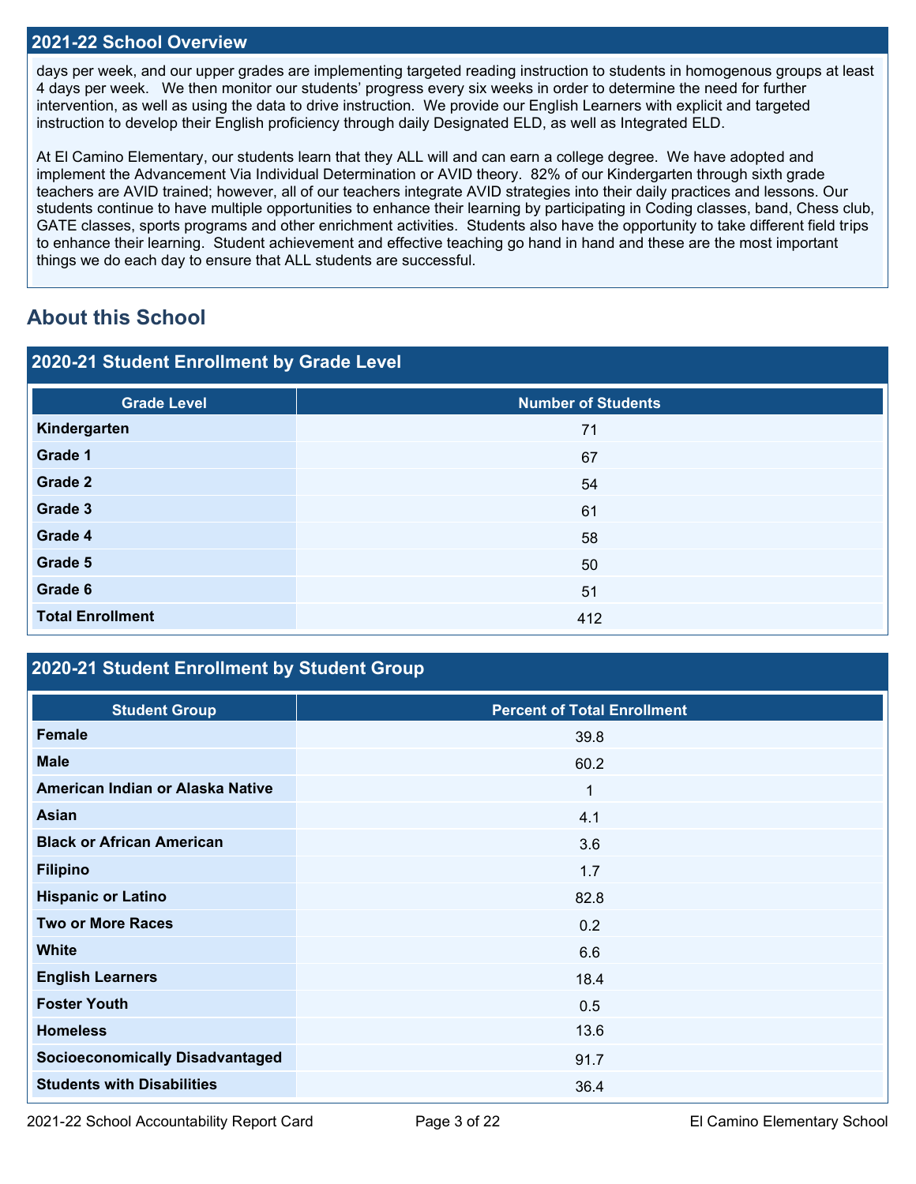## 2021-22 School Overview

days per week, and our upper grades are implementing targeted reading instruction to students in homogenous groups at least 4 days per week. We then monitor our students' progress every six weeks in order to determine the need for further intervention, as well as using the data to drive instruction. We provide our English Learners with explicit and targeted instruction to develop their English proficiency through daily Designated ELD, as well as Integrated ELD.

At El Camino Elementary, our students learn that they ALL will and can earn a college degree. We have adopted and implement the Advancement Via Individual Determination or AVID theory. 82% of our Kindergarten through sixth grade teachers are AVID trained; however, all of our teachers integrate AVID strategies into their daily practices and lessons. Our students continue to have multiple opportunities to enhance their learning by participating in Coding classes, band, Chess club, GATE classes, sports programs and other enrichment activities. Students also have the opportunity to take different field trips to enhance their learning. Student achievement and effective teaching go hand in hand and these are the most important things we do each day to ensure that ALL students are successful.

# About this School

## 2020-21 Student Enrollment by Grade Level

| Grade Level | Number of Students |
|---|---|
| **Kindergarten** | 71 |
| **Grade 1** | 67 |
| **Grade 2** | 54 |
| **Grade 3** | 61 |
| **Grade 4** | 58 |
| **Grade 5** | 50 |
| **Grade 6** | 51 |
| **Total Enrollment** | 412 |

## 2020-21 Student Enrollment by Student Group

| Student Group | Percent of Total Enrollment |
|---|---|
| **Female** | 39.8 |
| **Male** | 60.2 |
| **American Indian or Alaska Native** | 1 |
| **Asian** | 4.1 |
| **Black or African American** | 3.6 |
| **Filipino** | 1.7 |
| **Hispanic or Latino** | 82.8 |
| **Two or More Races** | 0.2 |
| **White** | 6.6 |
| **English Learners** | 18.4 |
| **Foster Youth** | 0.5 |
| **Homeless** | 13.6 |
| **Socioeconomically Disadvantaged** | 91.7 |
| **Students with Disabilities** | 36.4 |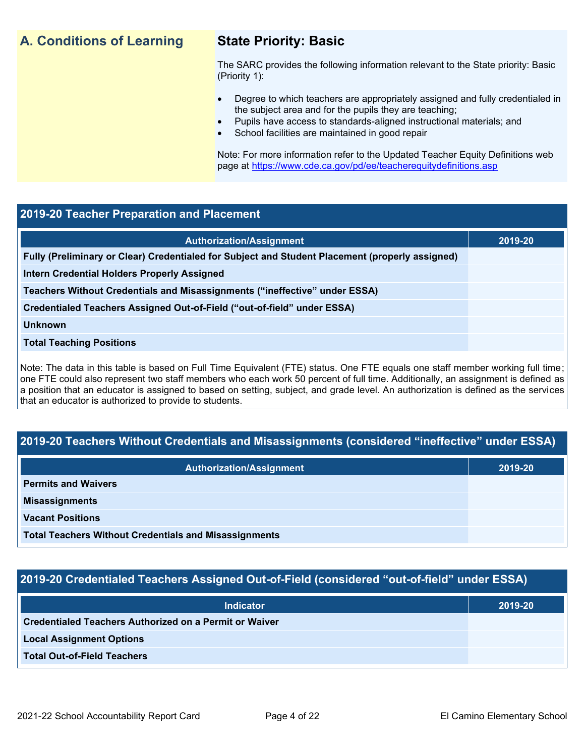## A. Conditions of Learning

### State Priority: Basic

The SARC provides the following information relevant to the State priority: Basic (Priority 1):

- Degree to which teachers are appropriately assigned and fully credentialed in the subject area and for the pupils they are teaching;
- Pupils have access to standards-aligned instructional materials; and
- School facilities are maintained in good repair

Note: For more information refer to the Updated Teacher Equity Definitions web page at https://www.cde.ca.gov/pd/ee/teacherequitydefinitions.asp

### 2019-20 Teacher Preparation and Placement

| Authorization/Assignment | 2019-20 |
| --- | --- |
| Fully (Preliminary or Clear) Credentialed for Subject and Student Placement (properly assigned) | |
| Intern Credential Holders Properly Assigned | |
| Teachers Without Credentials and Misassignments (“ineffective” under ESSA) | |
| Credentialed Teachers Assigned Out-of-Field (“out-of-field” under ESSA) | |
| Unknown | |
| Total Teaching Positions | |

Note: The data in this table is based on Full Time Equivalent (FTE) status. One FTE equals one staff member working full time; one FTE could also represent two staff members who each work 50 percent of full time. Additionally, an assignment is defined as a position that an educator is assigned to based on setting, subject, and grade level. An authorization is defined as the services that an educator is authorized to provide to students.

### 2019-20 Teachers Without Credentials and Misassignments (considered “ineffective” under ESSA)

| Authorization/Assignment | 2019-20 |
| --- | --- |
| Permits and Waivers | |
| Misassignments | |
| Vacant Positions | |
| Total Teachers Without Credentials and Misassignments | |

### 2019-20 Credentialed Teachers Assigned Out-of-Field (considered “out-of-field” under ESSA)

| Indicator | 2019-20 |
| --- | --- |
| Credentialed Teachers Authorized on a Permit or Waiver | |
| Local Assignment Options | |
| Total Out-of-Field Teachers | |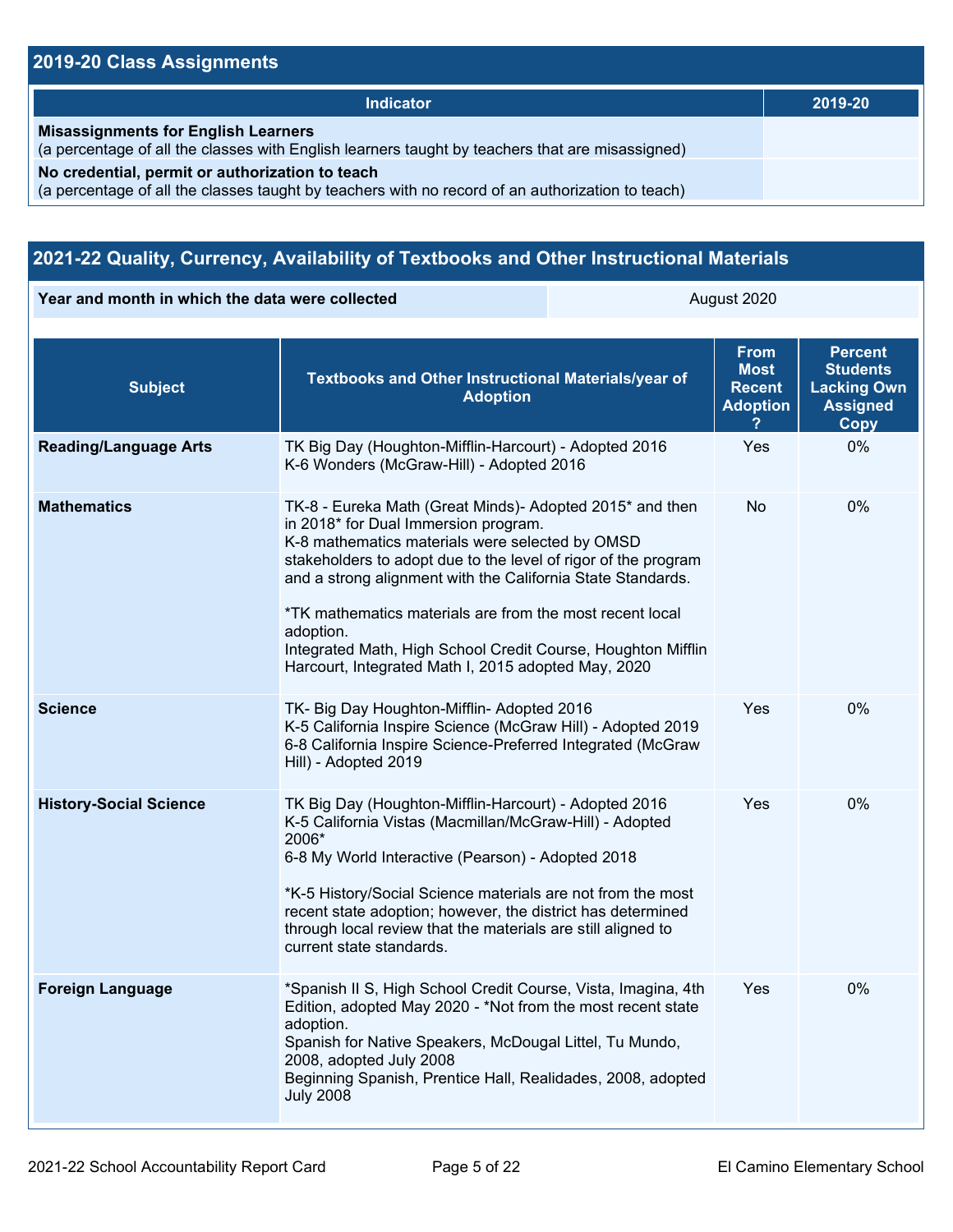## 2019-20 Class Assignments

| Indicator | 2019-20 |
| --- | --- |
| **Misassignments for English Learners** (a percentage of all the classes with English learners taught by teachers that are misassigned) | |
| **No credential, permit or authorization to teach** (a percentage of all the classes taught by teachers with no record of an authorization to teach) | |

## 2021-22 Quality, Currency, Availability of Textbooks and Other Instructional Materials

| Year and month in which the data were collected | August 2020 |
| --- | --- |

| Subject | Textbooks and Other Instructional Materials/year of Adoption | From Most Recent Adoption ? | Percent Students Lacking Own Assigned Copy |
| --- | --- | --- | --- |
| **Reading/Language Arts** | TK Big Day (Houghton-Mifflin-Harcourt) - Adopted 2016<br>K-6 Wonders (McGraw-Hill) - Adopted 2016 | Yes | 0% |
| **Mathematics** | TK-8 - Eureka Math (Great Minds)- Adopted 2015* and then in 2018* for Dual Immersion program.<br>K-8 mathematics materials were selected by OMSD stakeholders to adopt due to the level of rigor of the program and a strong alignment with the California State Standards.<br><br>*TK mathematics materials are from the most recent local adoption.<br>Integrated Math, High School Credit Course, Houghton Mifflin Harcourt, Integrated Math I, 2015 adopted May, 2020 | No | 0% |
| **Science** | TK- Big Day Houghton-Mifflin- Adopted 2016<br>K-5 California Inspire Science (McGraw Hill) - Adopted 2019<br>6-8 California Inspire Science-Preferred Integrated (McGraw Hill) - Adopted 2019 | Yes | 0% |
| **History-Social Science** | TK Big Day (Houghton-Mifflin-Harcourt) - Adopted 2016<br>K-5 California Vistas (Macmillan/McGraw-Hill) - Adopted 2006*<br>6-8 My World Interactive (Pearson) - Adopted 2018<br><br>*K-5 History/Social Science materials are not from the most recent state adoption; however, the district has determined through local review that the materials are still aligned to current state standards. | Yes | 0% |
| **Foreign Language** | *Spanish II S, High School Credit Course, Vista, Imagina, 4th Edition, adopted May 2020 - *Not from the most recent state adoption.<br>Spanish for Native Speakers, McDougal Littel, Tu Mundo, 2008, adopted July 2008<br>Beginning Spanish, Prentice Hall, Realidades, 2008, adopted July 2008 | Yes | 0% |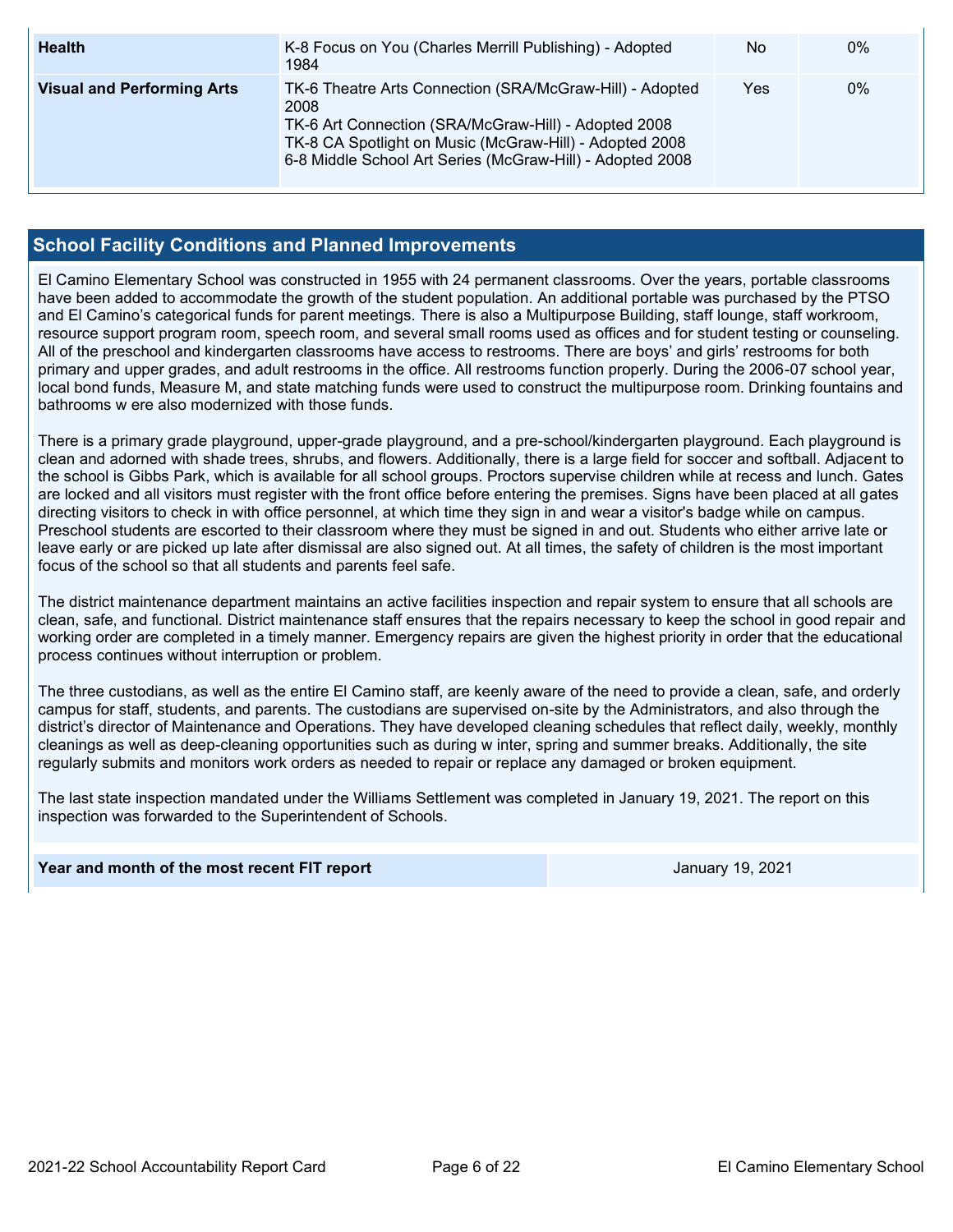| | | | |
|---|---|---|---|
| **Health** | K-8 Focus on You (Charles Merrill Publishing) - Adopted 1984 | No | 0% |
| **Visual and Performing Arts** | TK-6 Theatre Arts Connection (SRA/McGraw-Hill) - Adopted 2008<br>TK-6 Art Connection (SRA/McGraw-Hill) - Adopted 2008<br>TK-8 CA Spotlight on Music (McGraw-Hill) - Adopted 2008<br>6-8 Middle School Art Series (McGraw-Hill) - Adopted 2008 | Yes | 0% |

## School Facility Conditions and Planned Improvements

El Camino Elementary School was constructed in 1955 with 24 permanent classrooms. Over the years, portable classrooms have been added to accommodate the growth of the student population. An additional portable was purchased by the PTSO and El Camino's categorical funds for parent meetings. There is also a Multipurpose Building, staff lounge, staff workroom, resource support program room, speech room, and several small rooms used as offices and for student testing or counseling. All of the preschool and kindergarten classrooms have access to restrooms. There are boys' and girls' restrooms for both primary and upper grades, and adult restrooms in the office. All restrooms function properly. During the 2006-07 school year, local bond funds, Measure M, and state matching funds were used to construct the multipurpose room. Drinking fountains and bathrooms w ere also modernized with those funds.

There is a primary grade playground, upper-grade playground, and a pre-school/kindergarten playground. Each playground is clean and adorned with shade trees, shrubs, and flowers. Additionally, there is a large field for soccer and softball. Adjacent to the school is Gibbs Park, which is available for all school groups. Proctors supervise children while at recess and lunch. Gates are locked and all visitors must register with the front office before entering the premises. Signs have been placed at all gates directing visitors to check in with office personnel, at which time they sign in and wear a visitor's badge while on campus. Preschool students are escorted to their classroom where they must be signed in and out. Students who either arrive late or leave early or are picked up late after dismissal are also signed out. At all times, the safety of children is the most important focus of the school so that all students and parents feel safe.

The district maintenance department maintains an active facilities inspection and repair system to ensure that all schools are clean, safe, and functional. District maintenance staff ensures that the repairs necessary to keep the school in good repair and working order are completed in a timely manner. Emergency repairs are given the highest priority in order that the educational process continues without interruption or problem.

The three custodians, as well as the entire El Camino staff, are keenly aware of the need to provide a clean, safe, and orderly campus for staff, students, and parents. The custodians are supervised on-site by the Administrators, and also through the district's director of Maintenance and Operations. They have developed cleaning schedules that reflect daily, weekly, monthly cleanings as well as deep-cleaning opportunities such as during w inter, spring and summer breaks. Additionally, the site regularly submits and monitors work orders as needed to repair or replace any damaged or broken equipment.

The last state inspection mandated under the Williams Settlement was completed in January 19, 2021. The report on this inspection was forwarded to the Superintendent of Schools.

| | |
|---|---|
| **Year and month of the most recent FIT report** | January 19, 2021 |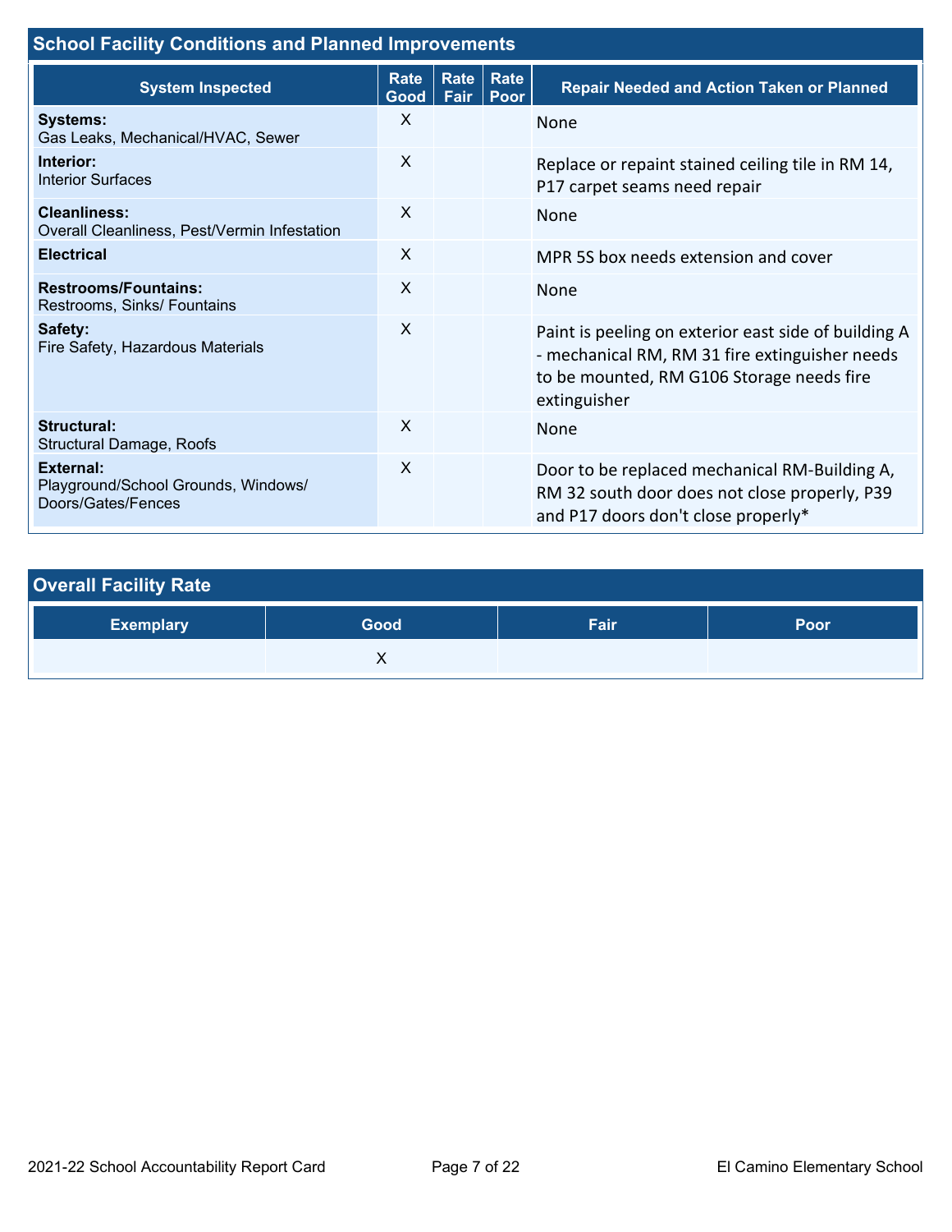## School Facility Conditions and Planned Improvements

| System Inspected | Rate Good | Rate Fair | Rate Poor | Repair Needed and Action Taken or Planned |
|---|---|---|---|---|
| **Systems:** Gas Leaks, Mechanical/HVAC, Sewer | X | | | None |
| **Interior:** Interior Surfaces | X | | | Replace or repaint stained ceiling tile in RM 14, P17 carpet seams need repair |
| **Cleanliness:** Overall Cleanliness, Pest/Vermin Infestation | X | | | None |
| **Electrical** | X | | | MPR 5S box needs extension and cover |
| **Restrooms/Fountains:** Restrooms, Sinks/ Fountains | X | | | None |
| **Safety:** Fire Safety, Hazardous Materials | X | | | Paint is peeling on exterior east side of building A - mechanical RM, RM 31 fire extinguisher needs to be mounted, RM G106 Storage needs fire extinguisher |
| **Structural:** Structural Damage, Roofs | X | | | None |
| **External:** Playground/School Grounds, Windows/ Doors/Gates/Fences | X | | | Door to be replaced mechanical RM-Building A, RM 32 south door does not close properly, P39 and P17 doors don't close properly* |

## Overall Facility Rate

| Exemplary | Good | Fair | Poor |
|---|---|---|---|
| | X | | |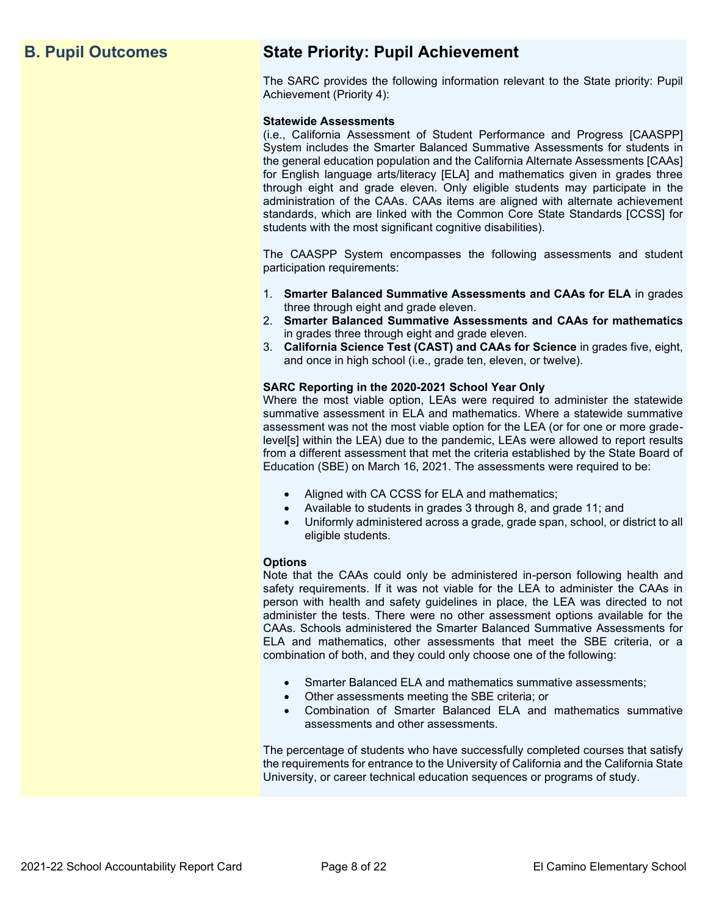## B. Pupil Outcomes

## State Priority: Pupil Achievement

The SARC provides the following information relevant to the State priority: Pupil Achievement (Priority 4):

**Statewide Assessments**
(i.e., California Assessment of Student Performance and Progress [CAASPP] System includes the Smarter Balanced Summative Assessments for students in the general education population and the California Alternate Assessments [CAAs] for English language arts/literacy [ELA] and mathematics given in grades three through eight and grade eleven. Only eligible students may participate in the administration of the CAAs. CAAs items are aligned with alternate achievement standards, which are linked with the Common Core State Standards [CCSS] for students with the most significant cognitive disabilities).

The CAASPP System encompasses the following assessments and student participation requirements:

1. **Smarter Balanced Summative Assessments and CAAs for ELA** in grades three through eight and grade eleven.
2. **Smarter Balanced Summative Assessments and CAAs for mathematics** in grades three through eight and grade eleven.
3. **California Science Test (CAST) and CAAs for Science** in grades five, eight, and once in high school (i.e., grade ten, eleven, or twelve).

**SARC Reporting in the 2020-2021 School Year Only**
Where the most viable option, LEAs were required to administer the statewide summative assessment in ELA and mathematics. Where a statewide summative assessment was not the most viable option for the LEA (or for one or more grade-level[s] within the LEA) due to the pandemic, LEAs were allowed to report results from a different assessment that met the criteria established by the State Board of Education (SBE) on March 16, 2021. The assessments were required to be:

- Aligned with CA CCSS for ELA and mathematics;
- Available to students in grades 3 through 8, and grade 11; and
- Uniformly administered across a grade, grade span, school, or district to all eligible students.

**Options**
Note that the CAAs could only be administered in-person following health and safety requirements. If it was not viable for the LEA to administer the CAAs in person with health and safety guidelines in place, the LEA was directed to not administer the tests. There were no other assessment options available for the CAAs. Schools administered the Smarter Balanced Summative Assessments for ELA and mathematics, other assessments that meet the SBE criteria, or a combination of both, and they could only choose one of the following:

- Smarter Balanced ELA and mathematics summative assessments;
- Other assessments meeting the SBE criteria; or
- Combination of Smarter Balanced ELA and mathematics summative assessments and other assessments.

The percentage of students who have successfully completed courses that satisfy the requirements for entrance to the University of California and the California State University, or career technical education sequences or programs of study.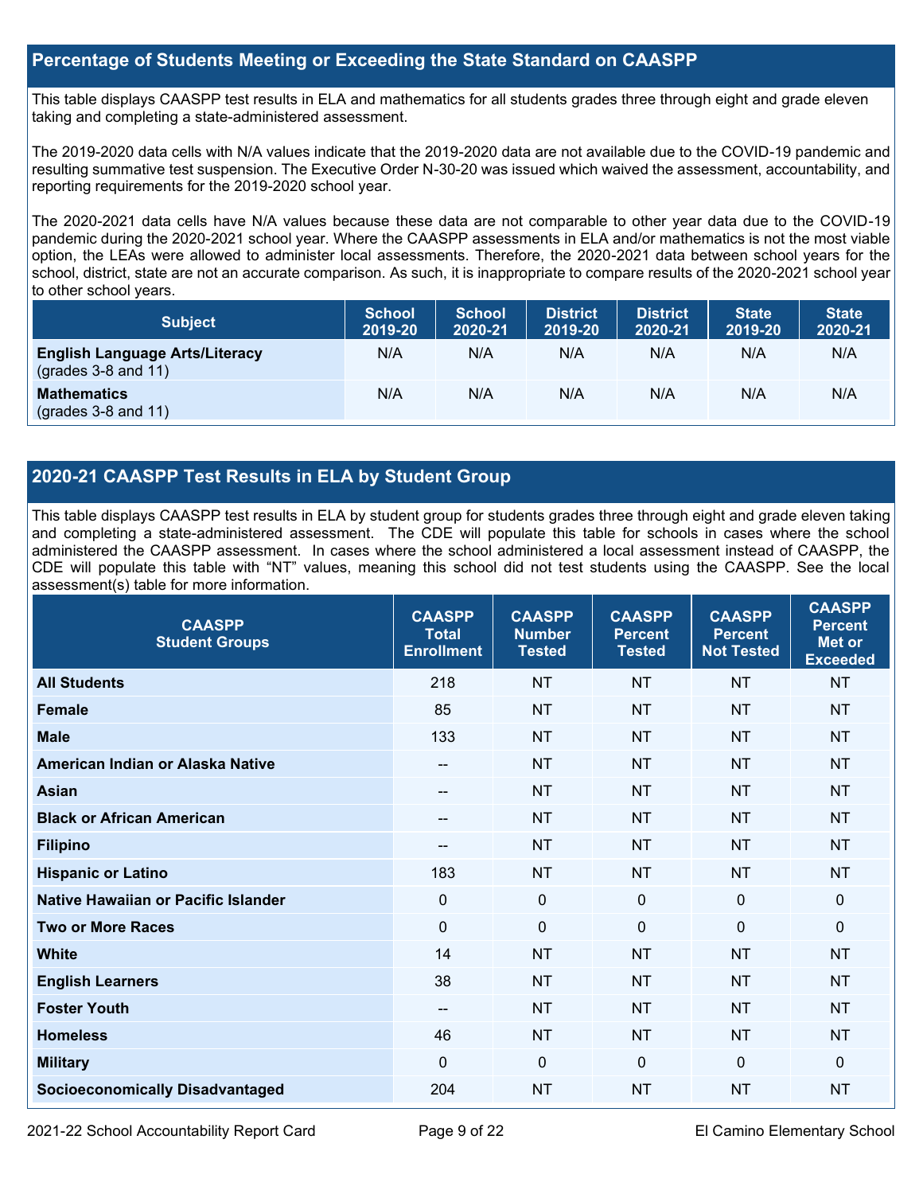## Percentage of Students Meeting or Exceeding the State Standard on CAASPP

This table displays CAASPP test results in ELA and mathematics for all students grades three through eight and grade eleven taking and completing a state-administered assessment.

The 2019-2020 data cells with N/A values indicate that the 2019-2020 data are not available due to the COVID-19 pandemic and resulting summative test suspension. The Executive Order N-30-20 was issued which waived the assessment, accountability, and reporting requirements for the 2019-2020 school year.

The 2020-2021 data cells have N/A values because these data are not comparable to other year data due to the COVID-19 pandemic during the 2020-2021 school year. Where the CAASPP assessments in ELA and/or mathematics is not the most viable option, the LEAs were allowed to administer local assessments. Therefore, the 2020-2021 data between school years for the school, district, state are not an accurate comparison. As such, it is inappropriate to compare results of the 2020-2021 school year to other school years.

| Subject | School 2019-20 | School 2020-21 | District 2019-20 | District 2020-21 | State 2019-20 | State 2020-21 |
|---|---|---|---|---|---|---|
| **English Language Arts/Literacy** (grades 3-8 and 11) | N/A | N/A | N/A | N/A | N/A | N/A |
| **Mathematics** (grades 3-8 and 11) | N/A | N/A | N/A | N/A | N/A | N/A |

## 2020-21 CAASPP Test Results in ELA by Student Group

This table displays CAASPP test results in ELA by student group for students grades three through eight and grade eleven taking and completing a state-administered assessment. The CDE will populate this table for schools in cases where the school administered the CAASPP assessment. In cases where the school administered a local assessment instead of CAASPP, the CDE will populate this table with "NT" values, meaning this school did not test students using the CAASPP. See the local assessment(s) table for more information.

| CAASPP Student Groups | CAASPP Total Enrollment | CAASPP Number Tested | CAASPP Percent Tested | CAASPP Percent Not Tested | CAASPP Percent Met or Exceeded |
|---|---|---|---|---|---|
| **All Students** | 218 | NT | NT | NT | NT |
| **Female** | 85 | NT | NT | NT | NT |
| **Male** | 133 | NT | NT | NT | NT |
| **American Indian or Alaska Native** | -- | NT | NT | NT | NT |
| **Asian** | -- | NT | NT | NT | NT |
| **Black or African American** | -- | NT | NT | NT | NT |
| **Filipino** | -- | NT | NT | NT | NT |
| **Hispanic or Latino** | 183 | NT | NT | NT | NT |
| **Native Hawaiian or Pacific Islander** | 0 | 0 | 0 | 0 | 0 |
| **Two or More Races** | 0 | 0 | 0 | 0 | 0 |
| **White** | 14 | NT | NT | NT | NT |
| **English Learners** | 38 | NT | NT | NT | NT |
| **Foster Youth** | -- | NT | NT | NT | NT |
| **Homeless** | 46 | NT | NT | NT | NT |
| **Military** | 0 | 0 | 0 | 0 | 0 |
| **Socioeconomically Disadvantaged** | 204 | NT | NT | NT | NT |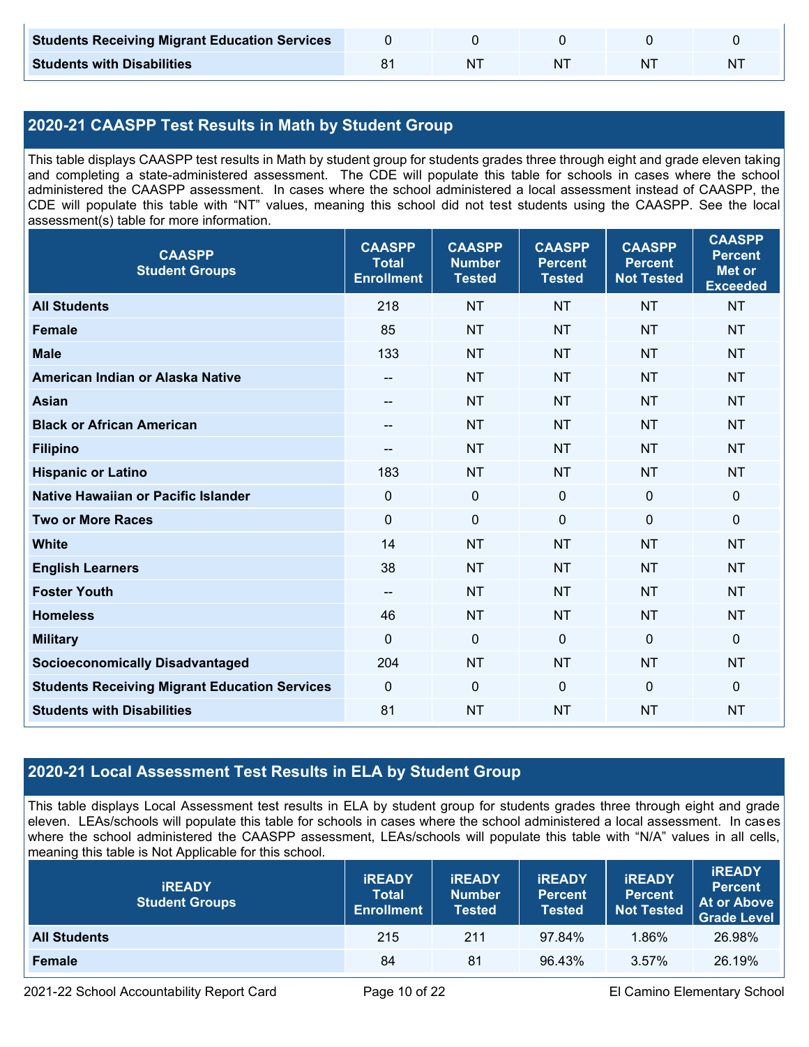| | | | | | |
|---|---|---|---|---|---|
| **Students Receiving Migrant Education Services** | 0 | 0 | 0 | 0 | 0 |
| **Students with Disabilities** | 81 | NT | NT | NT | NT |

## 2020-21 CAASPP Test Results in Math by Student Group

This table displays CAASPP test results in Math by student group for students grades three through eight and grade eleven taking and completing a state-administered assessment. The CDE will populate this table for schools in cases where the school administered the CAASPP assessment. In cases where the school administered a local assessment instead of CAASPP, the CDE will populate this table with "NT" values, meaning this school did not test students using the CAASPP. See the local assessment(s) table for more information.

| CAASPP Student Groups | CAASPP Total Enrollment | CAASPP Number Tested | CAASPP Percent Tested | CAASPP Percent Not Tested | CAASPP Percent Met or Exceeded |
|---|---|---|---|---|---|
| **All Students** | 218 | NT | NT | NT | NT |
| **Female** | 85 | NT | NT | NT | NT |
| **Male** | 133 | NT | NT | NT | NT |
| **American Indian or Alaska Native** | -- | NT | NT | NT | NT |
| **Asian** | -- | NT | NT | NT | NT |
| **Black or African American** | -- | NT | NT | NT | NT |
| **Filipino** | -- | NT | NT | NT | NT |
| **Hispanic or Latino** | 183 | NT | NT | NT | NT |
| **Native Hawaiian or Pacific Islander** | 0 | 0 | 0 | 0 | 0 |
| **Two or More Races** | 0 | 0 | 0 | 0 | 0 |
| **White** | 14 | NT | NT | NT | NT |
| **English Learners** | 38 | NT | NT | NT | NT |
| **Foster Youth** | -- | NT | NT | NT | NT |
| **Homeless** | 46 | NT | NT | NT | NT |
| **Military** | 0 | 0 | 0 | 0 | 0 |
| **Socioeconomically Disadvantaged** | 204 | NT | NT | NT | NT |
| **Students Receiving Migrant Education Services** | 0 | 0 | 0 | 0 | 0 |
| **Students with Disabilities** | 81 | NT | NT | NT | NT |

## 2020-21 Local Assessment Test Results in ELA by Student Group

This table displays Local Assessment test results in ELA by student group for students grades three through eight and grade eleven. LEAs/schools will populate this table for schools in cases where the school administered a local assessment. In cases where the school administered the CAASPP assessment, LEAs/schools will populate this table with "N/A" values in all cells, meaning this table is Not Applicable for this school.

| iREADY Student Groups | iREADY Total Enrollment | iREADY Number Tested | iREADY Percent Tested | iREADY Percent Not Tested | iREADY Percent At or Above Grade Level |
|---|---|---|---|---|---|
| **All Students** | 215 | 211 | 97.84% | 1.86% | 26.98% |
| **Female** | 84 | 81 | 96.43% | 3.57% | 26.19% |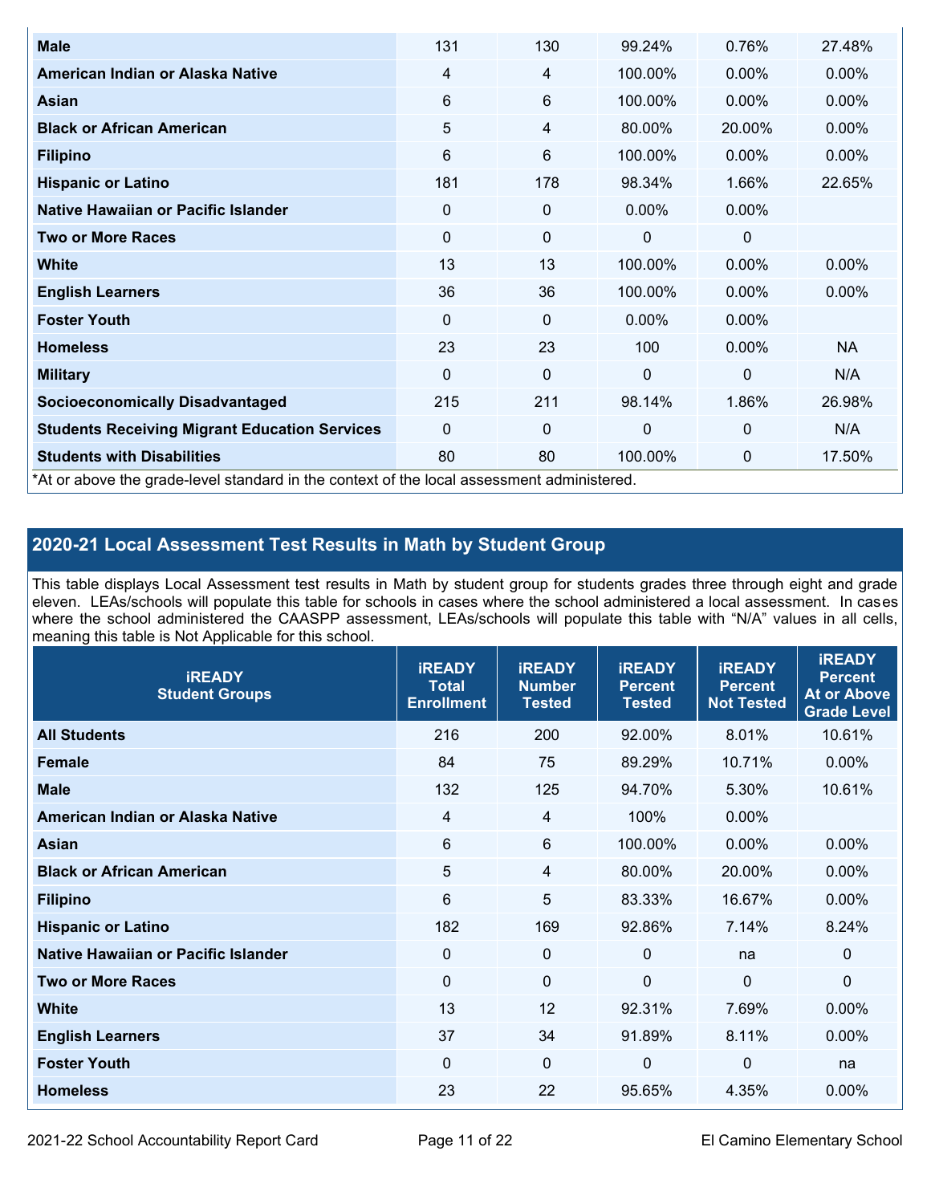| | | | | | |
|---|---|---|---|---|---|
| **Male** | 131 | 130 | 99.24% | 0.76% | 27.48% |
| **American Indian or Alaska Native** | 4 | 4 | 100.00% | 0.00% | 0.00% |
| **Asian** | 6 | 6 | 100.00% | 0.00% | 0.00% |
| **Black or African American** | 5 | 4 | 80.00% | 20.00% | 0.00% |
| **Filipino** | 6 | 6 | 100.00% | 0.00% | 0.00% |
| **Hispanic or Latino** | 181 | 178 | 98.34% | 1.66% | 22.65% |
| **Native Hawaiian or Pacific Islander** | 0 | 0 | 0.00% | 0.00% | |
| **Two or More Races** | 0 | 0 | 0 | 0 | |
| **White** | 13 | 13 | 100.00% | 0.00% | 0.00% |
| **English Learners** | 36 | 36 | 100.00% | 0.00% | 0.00% |
| **Foster Youth** | 0 | 0 | 0.00% | 0.00% | |
| **Homeless** | 23 | 23 | 100 | 0.00% | NA |
| **Military** | 0 | 0 | 0 | 0 | N/A |
| **Socioeconomically Disadvantaged** | 215 | 211 | 98.14% | 1.86% | 26.98% |
| **Students Receiving Migrant Education Services** | 0 | 0 | 0 | 0 | N/A |
| **Students with Disabilities** | 80 | 80 | 100.00% | 0 | 17.50% |

*At or above the grade-level standard in the context of the local assessment administered.

## 2020-21 Local Assessment Test Results in Math by Student Group

This table displays Local Assessment test results in Math by student group for students grades three through eight and grade eleven. LEAs/schools will populate this table for schools in cases where the school administered a local assessment. In cases where the school administered the CAASPP assessment, LEAs/schools will populate this table with "N/A" values in all cells, meaning this table is Not Applicable for this school.

| iREADY Student Groups | iREADY Total Enrollment | iREADY Number Tested | iREADY Percent Tested | iREADY Percent Not Tested | iREADY Percent At or Above Grade Level |
|---|---|---|---|---|---|
| **All Students** | 216 | 200 | 92.00% | 8.01% | 10.61% |
| **Female** | 84 | 75 | 89.29% | 10.71% | 0.00% |
| **Male** | 132 | 125 | 94.70% | 5.30% | 10.61% |
| **American Indian or Alaska Native** | 4 | 4 | 100% | 0.00% | |
| **Asian** | 6 | 6 | 100.00% | 0.00% | 0.00% |
| **Black or African American** | 5 | 4 | 80.00% | 20.00% | 0.00% |
| **Filipino** | 6 | 5 | 83.33% | 16.67% | 0.00% |
| **Hispanic or Latino** | 182 | 169 | 92.86% | 7.14% | 8.24% |
| **Native Hawaiian or Pacific Islander** | 0 | 0 | 0 | na | 0 |
| **Two or More Races** | 0 | 0 | 0 | 0 | 0 |
| **White** | 13 | 12 | 92.31% | 7.69% | 0.00% |
| **English Learners** | 37 | 34 | 91.89% | 8.11% | 0.00% |
| **Foster Youth** | 0 | 0 | 0 | 0 | na |
| **Homeless** | 23 | 22 | 95.65% | 4.35% | 0.00% |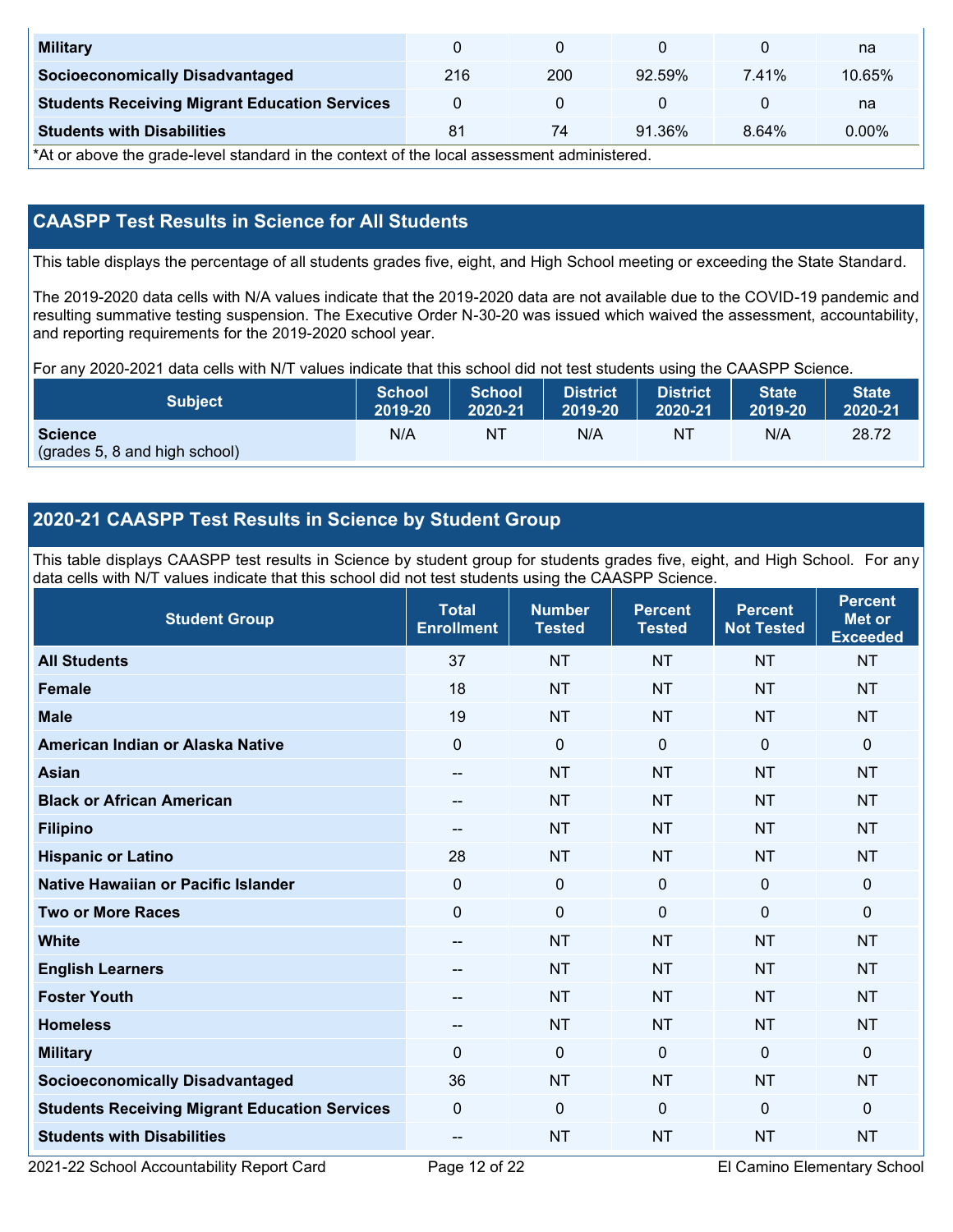| Military | 0 | 0 | 0 | 0 | na |
|---|---|---|---|---|---|
| Socioeconomically Disadvantaged | 216 | 200 | 92.59% | 7.41% | 10.65% |
| Students Receiving Migrant Education Services | 0 | 0 | 0 | 0 | na |
| Students with Disabilities | 81 | 74 | 91.36% | 8.64% | 0.00% |

*At or above the grade-level standard in the context of the local assessment administered.

## CAASPP Test Results in Science for All Students

This table displays the percentage of all students grades five, eight, and High School meeting or exceeding the State Standard.

The 2019-2020 data cells with N/A values indicate that the 2019-2020 data are not available due to the COVID-19 pandemic and resulting summative testing suspension. The Executive Order N-30-20 was issued which waived the assessment, accountability, and reporting requirements for the 2019-2020 school year.

For any 2020-2021 data cells with N/T values indicate that this school did not test students using the CAASPP Science.

| Subject | School 2019-20 | School 2020-21 | District 2019-20 | District 2020-21 | State 2019-20 | State 2020-21 |
|---|---|---|---|---|---|---|
| **Science** (grades 5, 8 and high school) | N/A | NT | N/A | NT | N/A | 28.72 |

## 2020-21 CAASPP Test Results in Science by Student Group

This table displays CAASPP test results in Science by student group for students grades five, eight, and High School. For any data cells with N/T values indicate that this school did not test students using the CAASPP Science.

| Student Group | Total Enrollment | Number Tested | Percent Tested | Percent Not Tested | Percent Met or Exceeded |
|---|---|---|---|---|---|
| All Students | 37 | NT | NT | NT | NT |
| Female | 18 | NT | NT | NT | NT |
| Male | 19 | NT | NT | NT | NT |
| American Indian or Alaska Native | 0 | 0 | 0 | 0 | 0 |
| Asian | -- | NT | NT | NT | NT |
| Black or African American | -- | NT | NT | NT | NT |
| Filipino | -- | NT | NT | NT | NT |
| Hispanic or Latino | 28 | NT | NT | NT | NT |
| Native Hawaiian or Pacific Islander | 0 | 0 | 0 | 0 | 0 |
| Two or More Races | 0 | 0 | 0 | 0 | 0 |
| White | -- | NT | NT | NT | NT |
| English Learners | -- | NT | NT | NT | NT |
| Foster Youth | -- | NT | NT | NT | NT |
| Homeless | -- | NT | NT | NT | NT |
| Military | 0 | 0 | 0 | 0 | 0 |
| Socioeconomically Disadvantaged | 36 | NT | NT | NT | NT |
| Students Receiving Migrant Education Services | 0 | 0 | 0 | 0 | 0 |
| Students with Disabilities | -- | NT | NT | NT | NT |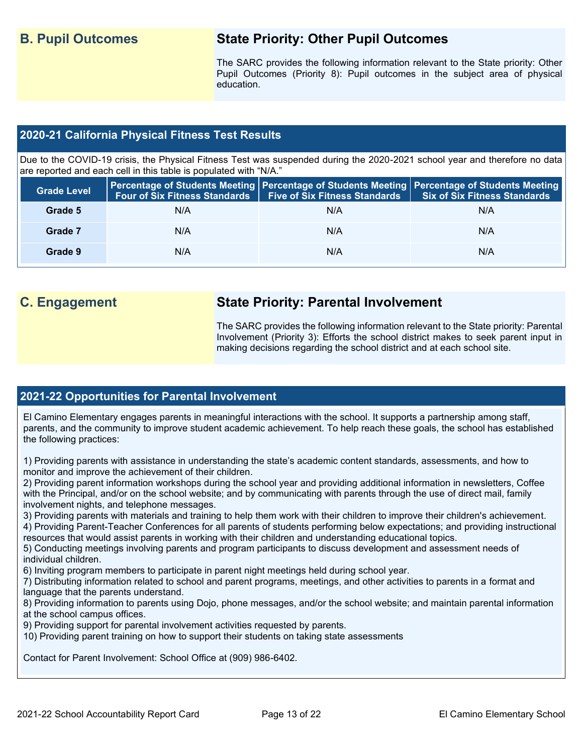## B. Pupil Outcomes

## State Priority: Other Pupil Outcomes

The SARC provides the following information relevant to the State priority: Other Pupil Outcomes (Priority 8): Pupil outcomes in the subject area of physical education.

### 2020-21 California Physical Fitness Test Results

Due to the COVID-19 crisis, the Physical Fitness Test was suspended during the 2020-2021 school year and therefore no data are reported and each cell in this table is populated with "N/A."

| Grade Level | Percentage of Students Meeting Four of Six Fitness Standards | Percentage of Students Meeting Five of Six Fitness Standards | Percentage of Students Meeting Six of Six Fitness Standards |
|---|---|---|---|
| Grade 5 | N/A | N/A | N/A |
| Grade 7 | N/A | N/A | N/A |
| Grade 9 | N/A | N/A | N/A |

## C. Engagement

## State Priority: Parental Involvement

The SARC provides the following information relevant to the State priority: Parental Involvement (Priority 3): Efforts the school district makes to seek parent input in making decisions regarding the school district and at each school site.

### 2021-22 Opportunities for Parental Involvement

El Camino Elementary engages parents in meaningful interactions with the school. It supports a partnership among staff, parents, and the community to improve student academic achievement. To help reach these goals, the school has established the following practices:

1) Providing parents with assistance in understanding the state's academic content standards, assessments, and how to monitor and improve the achievement of their children.
2) Providing parent information workshops during the school year and providing additional information in newsletters, Coffee with the Principal, and/or on the school website; and by communicating with parents through the use of direct mail, family involvement nights, and telephone messages.
3) Providing parents with materials and training to help them work with their children to improve their children's achievement.
4) Providing Parent-Teacher Conferences for all parents of students performing below expectations; and providing instructional resources that would assist parents in working with their children and understanding educational topics.
5) Conducting meetings involving parents and program participants to discuss development and assessment needs of individual children.
6) Inviting program members to participate in parent night meetings held during school year.
7) Distributing information related to school and parent programs, meetings, and other activities to parents in a format and language that the parents understand.
8) Providing information to parents using Dojo, phone messages, and/or the school website; and maintain parental information at the school campus offices.
9) Providing support for parental involvement activities requested by parents.
10) Providing parent training on how to support their students on taking state assessments

Contact for Parent Involvement: School Office at (909) 986-6402.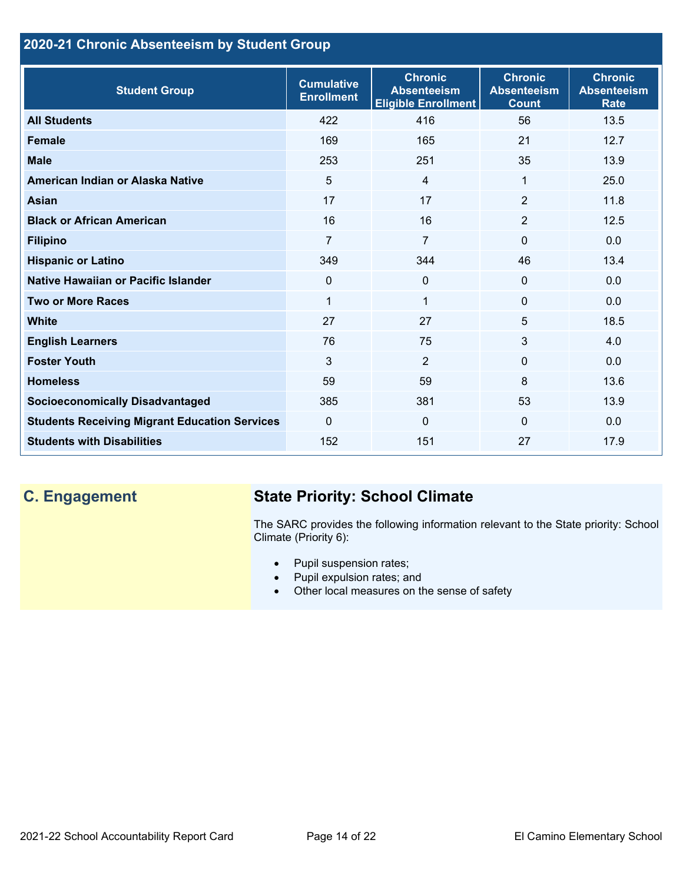## 2020-21 Chronic Absenteeism by Student Group

| Student Group | Cumulative Enrollment | Chronic Absenteeism Eligible Enrollment | Chronic Absenteeism Count | Chronic Absenteeism Rate |
|---|---|---|---|---|
| **All Students** | 422 | 416 | 56 | 13.5 |
| **Female** | 169 | 165 | 21 | 12.7 |
| **Male** | 253 | 251 | 35 | 13.9 |
| **American Indian or Alaska Native** | 5 | 4 | 1 | 25.0 |
| **Asian** | 17 | 17 | 2 | 11.8 |
| **Black or African American** | 16 | 16 | 2 | 12.5 |
| **Filipino** | 7 | 7 | 0 | 0.0 |
| **Hispanic or Latino** | 349 | 344 | 46 | 13.4 |
| **Native Hawaiian or Pacific Islander** | 0 | 0 | 0 | 0.0 |
| **Two or More Races** | 1 | 1 | 0 | 0.0 |
| **White** | 27 | 27 | 5 | 18.5 |
| **English Learners** | 76 | 75 | 3 | 4.0 |
| **Foster Youth** | 3 | 2 | 0 | 0.0 |
| **Homeless** | 59 | 59 | 8 | 13.6 |
| **Socioeconomically Disadvantaged** | 385 | 381 | 53 | 13.9 |
| **Students Receiving Migrant Education Services** | 0 | 0 | 0 | 0.0 |
| **Students with Disabilities** | 152 | 151 | 27 | 17.9 |

## C. Engagement

### State Priority: School Climate

The SARC provides the following information relevant to the State priority: School Climate (Priority 6):

- Pupil suspension rates;
- Pupil expulsion rates; and
- Other local measures on the sense of safety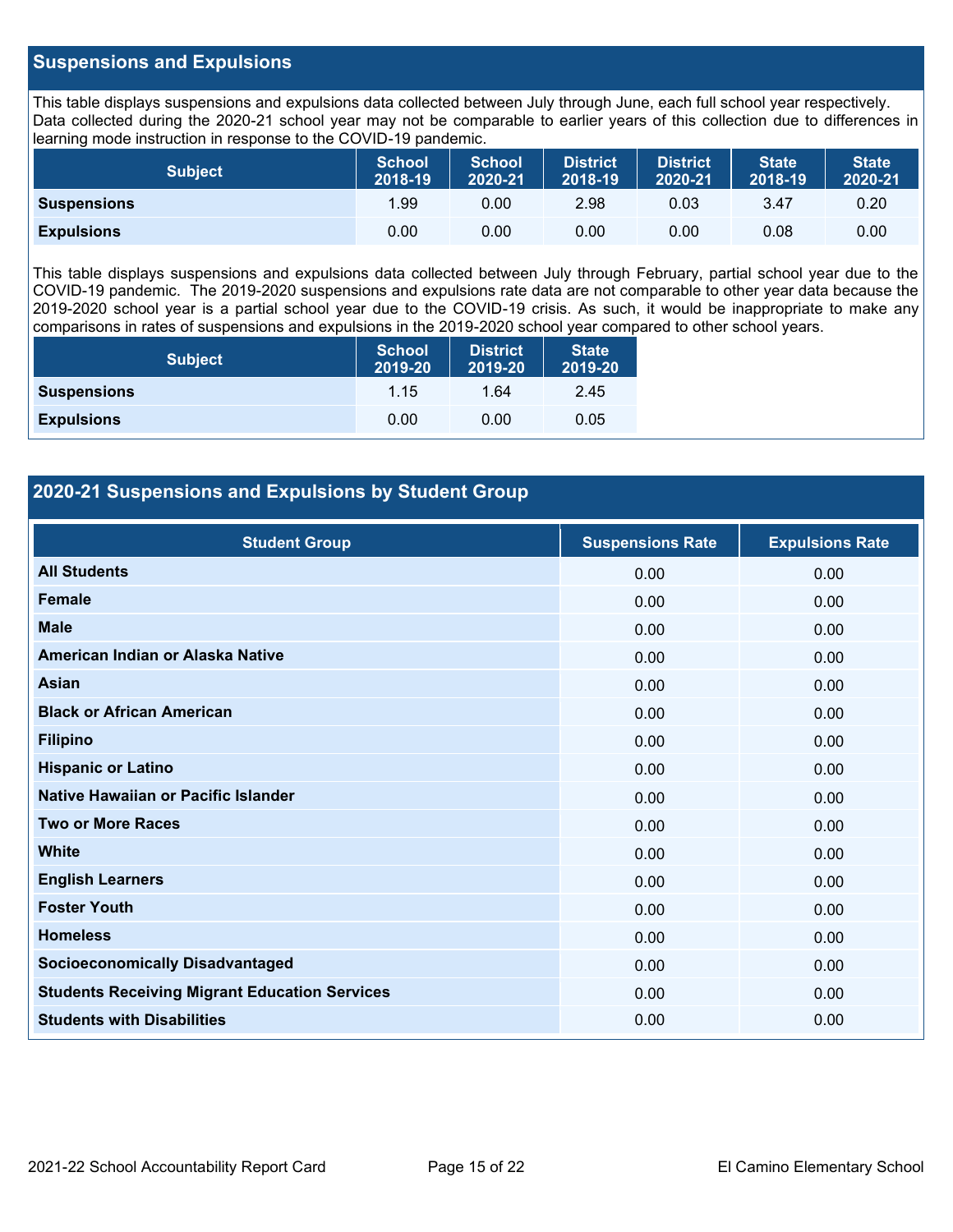## Suspensions and Expulsions

This table displays suspensions and expulsions data collected between July through June, each full school year respectively. Data collected during the 2020-21 school year may not be comparable to earlier years of this collection due to differences in learning mode instruction in response to the COVID-19 pandemic.

| Subject | School 2018-19 | School 2020-21 | District 2018-19 | District 2020-21 | State 2018-19 | State 2020-21 |
|---|---|---|---|---|---|---|
| **Suspensions** | 1.99 | 0.00 | 2.98 | 0.03 | 3.47 | 0.20 |
| **Expulsions** | 0.00 | 0.00 | 0.00 | 0.00 | 0.08 | 0.00 |

This table displays suspensions and expulsions data collected between July through February, partial school year due to the COVID-19 pandemic. The 2019-2020 suspensions and expulsions rate data are not comparable to other year data because the 2019-2020 school year is a partial school year due to the COVID-19 crisis. As such, it would be inappropriate to make any comparisons in rates of suspensions and expulsions in the 2019-2020 school year compared to other school years.

| Subject | School 2019-20 | District 2019-20 | State 2019-20 |
|---|---|---|---|
| **Suspensions** | 1.15 | 1.64 | 2.45 |
| **Expulsions** | 0.00 | 0.00 | 0.05 |

## 2020-21 Suspensions and Expulsions by Student Group

| Student Group | Suspensions Rate | Expulsions Rate |
|---|---|---|
| **All Students** | 0.00 | 0.00 |
| **Female** | 0.00 | 0.00 |
| **Male** | 0.00 | 0.00 |
| **American Indian or Alaska Native** | 0.00 | 0.00 |
| **Asian** | 0.00 | 0.00 |
| **Black or African American** | 0.00 | 0.00 |
| **Filipino** | 0.00 | 0.00 |
| **Hispanic or Latino** | 0.00 | 0.00 |
| **Native Hawaiian or Pacific Islander** | 0.00 | 0.00 |
| **Two or More Races** | 0.00 | 0.00 |
| **White** | 0.00 | 0.00 |
| **English Learners** | 0.00 | 0.00 |
| **Foster Youth** | 0.00 | 0.00 |
| **Homeless** | 0.00 | 0.00 |
| **Socioeconomically Disadvantaged** | 0.00 | 0.00 |
| **Students Receiving Migrant Education Services** | 0.00 | 0.00 |
| **Students with Disabilities** | 0.00 | 0.00 |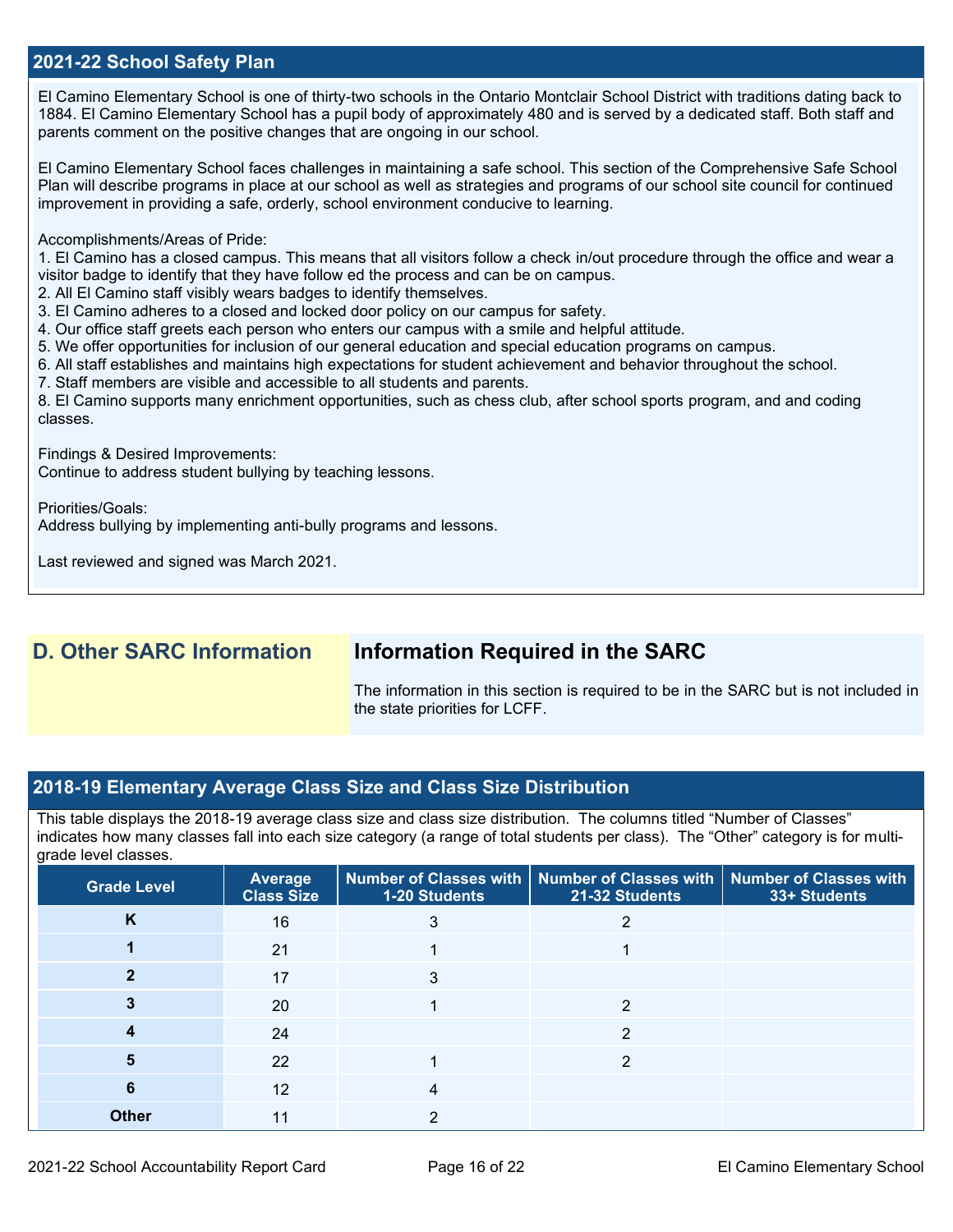## 2021-22 School Safety Plan

El Camino Elementary School is one of thirty-two schools in the Ontario Montclair School District with traditions dating back to 1884. El Camino Elementary School has a pupil body of approximately 480 and is served by a dedicated staff. Both staff and parents comment on the positive changes that are ongoing in our school.

El Camino Elementary School faces challenges in maintaining a safe school. This section of the Comprehensive Safe School Plan will describe programs in place at our school as well as strategies and programs of our school site council for continued improvement in providing a safe, orderly, school environment conducive to learning.

Accomplishments/Areas of Pride:
1. El Camino has a closed campus. This means that all visitors follow a check in/out procedure through the office and wear a visitor badge to identify that they have follow ed the process and can be on campus.
2. All El Camino staff visibly wears badges to identify themselves.
3. El Camino adheres to a closed and locked door policy on our campus for safety.
4. Our office staff greets each person who enters our campus with a smile and helpful attitude.
5. We offer opportunities for inclusion of our general education and special education programs on campus.
6. All staff establishes and maintains high expectations for student achievement and behavior throughout the school.
7. Staff members are visible and accessible to all students and parents.
8. El Camino supports many enrichment opportunities, such as chess club, after school sports program, and and coding classes.

Findings & Desired Improvements:
Continue to address student bullying by teaching lessons.

Priorities/Goals:
Address bullying by implementing anti-bully programs and lessons.

Last reviewed and signed was March 2021.

## D. Other SARC Information

### Information Required in the SARC

The information in this section is required to be in the SARC but is not included in the state priorities for LCFF.

## 2018-19 Elementary Average Class Size and Class Size Distribution

This table displays the 2018-19 average class size and class size distribution. The columns titled "Number of Classes" indicates how many classes fall into each size category (a range of total students per class). The "Other" category is for multi-grade level classes.

| Grade Level | Average Class Size | Number of Classes with 1-20 Students | Number of Classes with 21-32 Students | Number of Classes with 33+ Students |
|---|---|---|---|---|
| K | 16 | 3 | 2 | |
| 1 | 21 | 1 | 1 | |
| 2 | 17 | 3 | | |
| 3 | 20 | 1 | 2 | |
| 4 | 24 | | 2 | |
| 5 | 22 | 1 | 2 | |
| 6 | 12 | 4 | | |
| Other | 11 | 2 | | |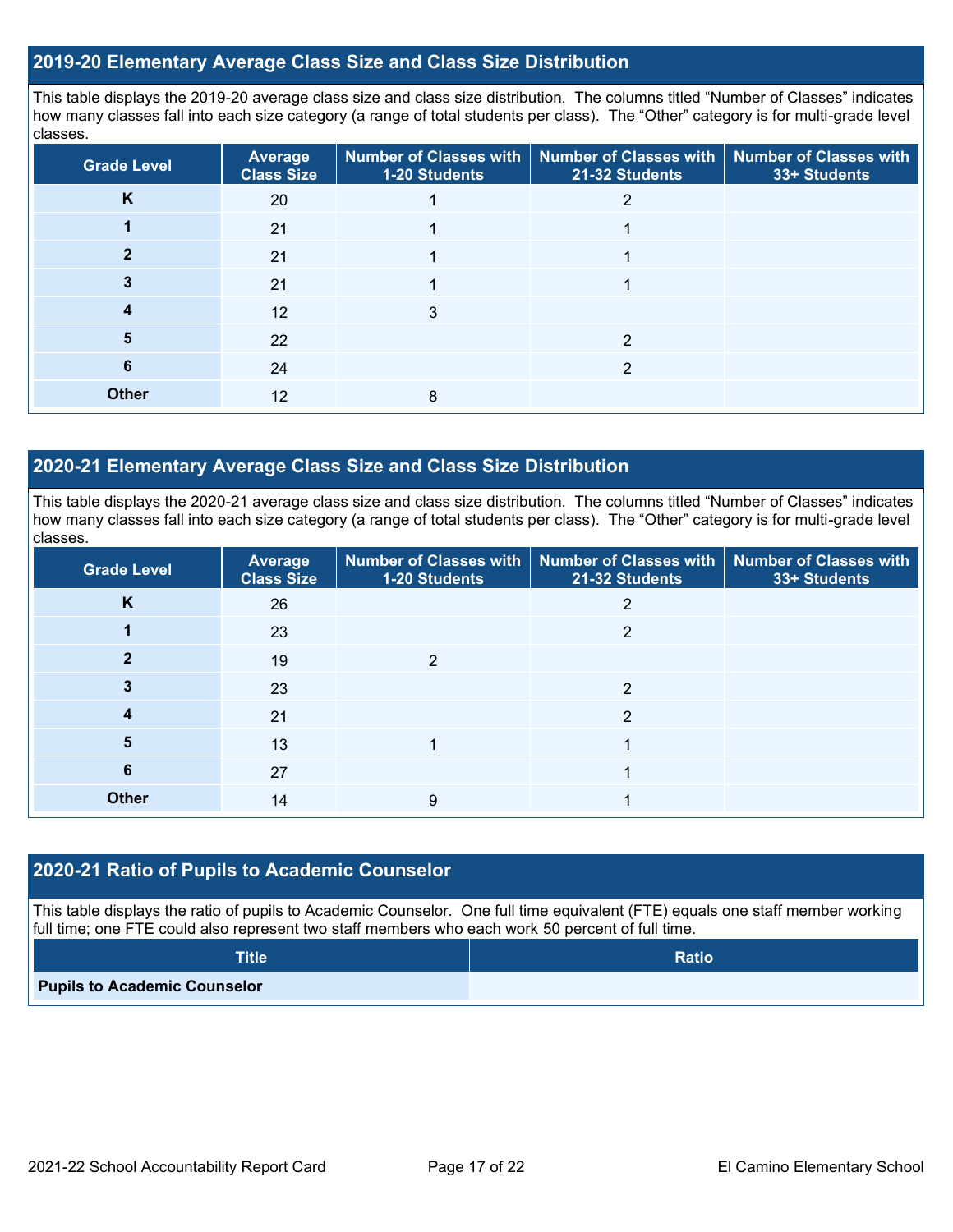## 2019-20 Elementary Average Class Size and Class Size Distribution

This table displays the 2019-20 average class size and class size distribution. The columns titled "Number of Classes" indicates how many classes fall into each size category (a range of total students per class). The "Other" category is for multi-grade level classes.

| Grade Level | Average Class Size | Number of Classes with 1-20 Students | Number of Classes with 21-32 Students | Number of Classes with 33+ Students |
|---|---|---|---|---|
| K | 20 | 1 | 2 | |
| 1 | 21 | 1 | 1 | |
| 2 | 21 | 1 | 1 | |
| 3 | 21 | 1 | 1 | |
| 4 | 12 | 3 | | |
| 5 | 22 | | 2 | |
| 6 | 24 | | 2 | |
| Other | 12 | 8 | | |

## 2020-21 Elementary Average Class Size and Class Size Distribution

This table displays the 2020-21 average class size and class size distribution. The columns titled "Number of Classes" indicates how many classes fall into each size category (a range of total students per class). The "Other" category is for multi-grade level classes.

| Grade Level | Average Class Size | Number of Classes with 1-20 Students | Number of Classes with 21-32 Students | Number of Classes with 33+ Students |
|---|---|---|---|---|
| K | 26 | | 2 | |
| 1 | 23 | | 2 | |
| 2 | 19 | 2 | | |
| 3 | 23 | | 2 | |
| 4 | 21 | | 2 | |
| 5 | 13 | 1 | 1 | |
| 6 | 27 | | 1 | |
| Other | 14 | 9 | 1 | |

## 2020-21 Ratio of Pupils to Academic Counselor

This table displays the ratio of pupils to Academic Counselor. One full time equivalent (FTE) equals one staff member working full time; one FTE could also represent two staff members who each work 50 percent of full time.

| Title | Ratio |
|---|---|
| Pupils to Academic Counselor | |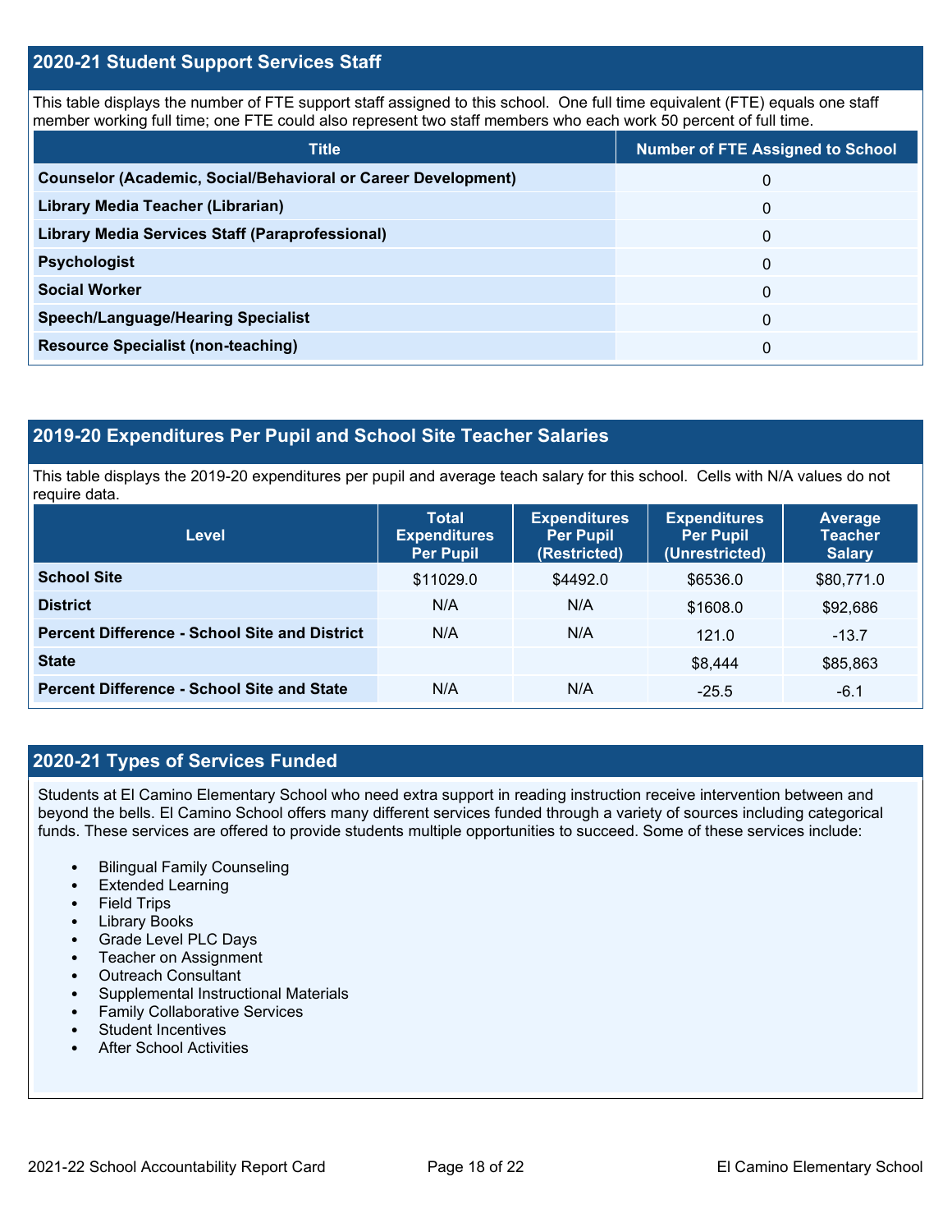## 2020-21 Student Support Services Staff

This table displays the number of FTE support staff assigned to this school. One full time equivalent (FTE) equals one staff member working full time; one FTE could also represent two staff members who each work 50 percent of full time.

| Title | Number of FTE Assigned to School |
|---|---|
| **Counselor (Academic, Social/Behavioral or Career Development)** | 0 |
| **Library Media Teacher (Librarian)** | 0 |
| **Library Media Services Staff (Paraprofessional)** | 0 |
| **Psychologist** | 0 |
| **Social Worker** | 0 |
| **Speech/Language/Hearing Specialist** | 0 |
| **Resource Specialist (non-teaching)** | 0 |

## 2019-20 Expenditures Per Pupil and School Site Teacher Salaries

This table displays the 2019-20 expenditures per pupil and average teach salary for this school. Cells with N/A values do not require data.

| Level | Total Expenditures Per Pupil | Expenditures Per Pupil (Restricted) | Expenditures Per Pupil (Unrestricted) | Average Teacher Salary |
|---|---|---|---|---|
| **School Site** | $11029.0 | $4492.0 | $6536.0 | $80,771.0 |
| **District** | N/A | N/A | $1608.0 | $92,686 |
| **Percent Difference - School Site and District** | N/A | N/A | 121.0 | -13.7 |
| **State** | | | $8,444 | $85,863 |
| **Percent Difference - School Site and State** | N/A | N/A | -25.5 | -6.1 |

## 2020-21 Types of Services Funded

Students at El Camino Elementary School who need extra support in reading instruction receive intervention between and beyond the bells. El Camino School offers many different services funded through a variety of sources including categorical funds. These services are offered to provide students multiple opportunities to succeed. Some of these services include:

- Bilingual Family Counseling
- Extended Learning
- Field Trips
- Library Books
- Grade Level PLC Days
- Teacher on Assignment
- Outreach Consultant
- Supplemental Instructional Materials
- Family Collaborative Services
- Student Incentives
- After School Activities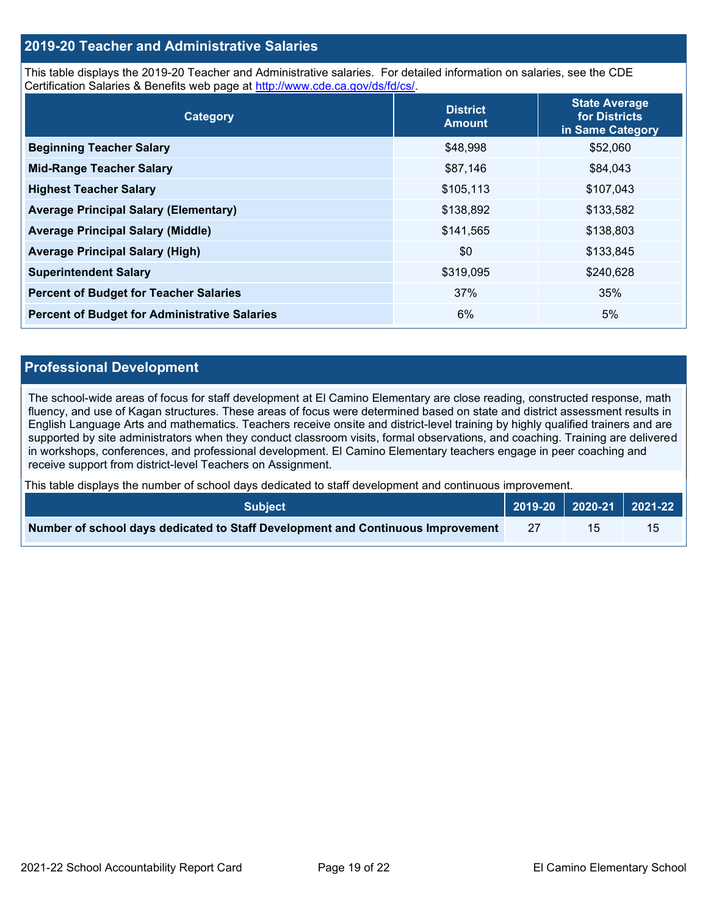## 2019-20 Teacher and Administrative Salaries

This table displays the 2019-20 Teacher and Administrative salaries. For detailed information on salaries, see the CDE Certification Salaries & Benefits web page at http://www.cde.ca.gov/ds/fd/cs/.

| Category | District Amount | State Average for Districts in Same Category |
|---|---|---|
| **Beginning Teacher Salary** | $48,998 | $52,060 |
| **Mid-Range Teacher Salary** | $87,146 | $84,043 |
| **Highest Teacher Salary** | $105,113 | $107,043 |
| **Average Principal Salary (Elementary)** | $138,892 | $133,582 |
| **Average Principal Salary (Middle)** | $141,565 | $138,803 |
| **Average Principal Salary (High)** | $0 | $133,845 |
| **Superintendent Salary** | $319,095 | $240,628 |
| **Percent of Budget for Teacher Salaries** | 37% | 35% |
| **Percent of Budget for Administrative Salaries** | 6% | 5% |

## Professional Development

The school-wide areas of focus for staff development at El Camino Elementary are close reading, constructed response, math fluency, and use of Kagan structures. These areas of focus were determined based on state and district assessment results in English Language Arts and mathematics. Teachers receive onsite and district-level training by highly qualified trainers and are supported by site administrators when they conduct classroom visits, formal observations, and coaching. Training are delivered in workshops, conferences, and professional development. El Camino Elementary teachers engage in peer coaching and receive support from district-level Teachers on Assignment.

This table displays the number of school days dedicated to staff development and continuous improvement.

| Subject | 2019-20 | 2020-21 | 2021-22 |
|---|---|---|---|
| **Number of school days dedicated to Staff Development and Continuous Improvement** | 27 | 15 | 15 |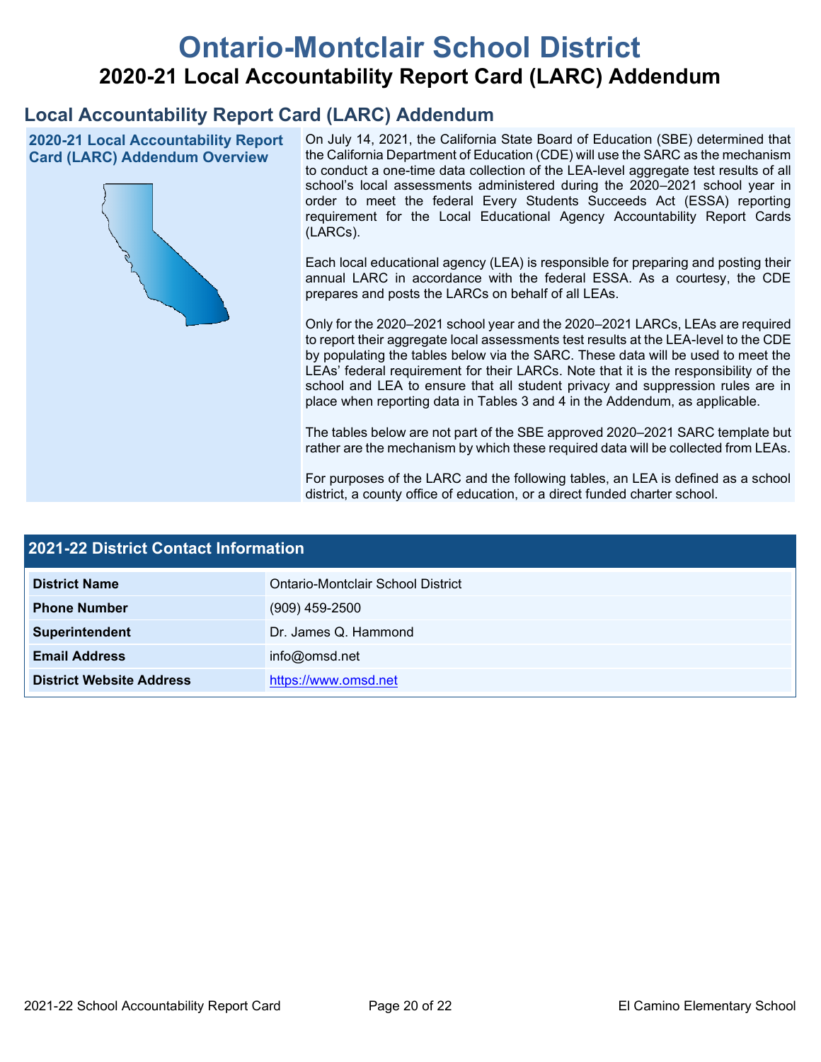# Ontario-Montclair School District

## 2020-21 Local Accountability Report Card (LARC) Addendum

## Local Accountability Report Card (LARC) Addendum

### 2020-21 Local Accountability Report Card (LARC) Addendum Overview

On July 14, 2021, the California State Board of Education (SBE) determined that the California Department of Education (CDE) will use the SARC as the mechanism to conduct a one-time data collection of the LEA-level aggregate test results of all school's local assessments administered during the 2020–2021 school year in order to meet the federal Every Students Succeeds Act (ESSA) reporting requirement for the Local Educational Agency Accountability Report Cards (LARCs).

Each local educational agency (LEA) is responsible for preparing and posting their annual LARC in accordance with the federal ESSA. As a courtesy, the CDE prepares and posts the LARCs on behalf of all LEAs.

Only for the 2020–2021 school year and the 2020–2021 LARCs, LEAs are required to report their aggregate local assessments test results at the LEA-level to the CDE by populating the tables below via the SARC. These data will be used to meet the LEAs' federal requirement for their LARCs. Note that it is the responsibility of the school and LEA to ensure that all student privacy and suppression rules are in place when reporting data in Tables 3 and 4 in the Addendum, as applicable.

The tables below are not part of the SBE approved 2020–2021 SARC template but rather are the mechanism by which these required data will be collected from LEAs.

For purposes of the LARC and the following tables, an LEA is defined as a school district, a county office of education, or a direct funded charter school.

### 2021-22 District Contact Information

| 2021-22 District Contact Information | |
|---|---|
| **District Name** | Ontario-Montclair School District |
| **Phone Number** | (909) 459-2500 |
| **Superintendent** | Dr. James Q. Hammond |
| **Email Address** | info@omsd.net |
| **District Website Address** | https://www.omsd.net |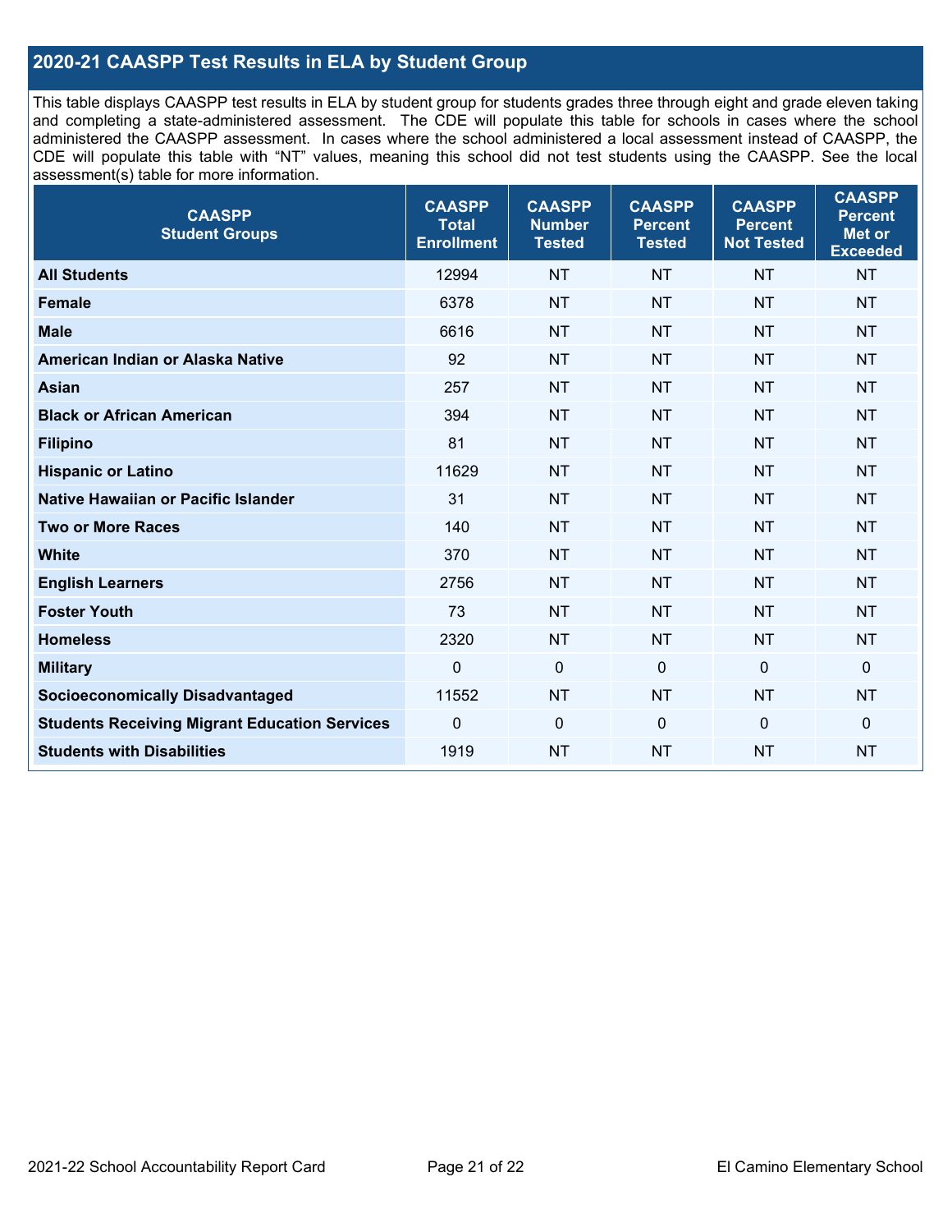## 2020-21 CAASPP Test Results in ELA by Student Group

This table displays CAASPP test results in ELA by student group for students grades three through eight and grade eleven taking and completing a state-administered assessment. The CDE will populate this table for schools in cases where the school administered the CAASPP assessment. In cases where the school administered a local assessment instead of CAASPP, the CDE will populate this table with "NT" values, meaning this school did not test students using the CAASPP. See the local assessment(s) table for more information.

| CAASPP Student Groups | CAASPP Total Enrollment | CAASPP Number Tested | CAASPP Percent Tested | CAASPP Percent Not Tested | CAASPP Percent Met or Exceeded |
|---|---|---|---|---|---|
| **All Students** | 12994 | NT | NT | NT | NT |
| **Female** | 6378 | NT | NT | NT | NT |
| **Male** | 6616 | NT | NT | NT | NT |
| **American Indian or Alaska Native** | 92 | NT | NT | NT | NT |
| **Asian** | 257 | NT | NT | NT | NT |
| **Black or African American** | 394 | NT | NT | NT | NT |
| **Filipino** | 81 | NT | NT | NT | NT |
| **Hispanic or Latino** | 11629 | NT | NT | NT | NT |
| **Native Hawaiian or Pacific Islander** | 31 | NT | NT | NT | NT |
| **Two or More Races** | 140 | NT | NT | NT | NT |
| **White** | 370 | NT | NT | NT | NT |
| **English Learners** | 2756 | NT | NT | NT | NT |
| **Foster Youth** | 73 | NT | NT | NT | NT |
| **Homeless** | 2320 | NT | NT | NT | NT |
| **Military** | 0 | 0 | 0 | 0 | 0 |
| **Socioeconomically Disadvantaged** | 11552 | NT | NT | NT | NT |
| **Students Receiving Migrant Education Services** | 0 | 0 | 0 | 0 | 0 |
| **Students with Disabilities** | 1919 | NT | NT | NT | NT |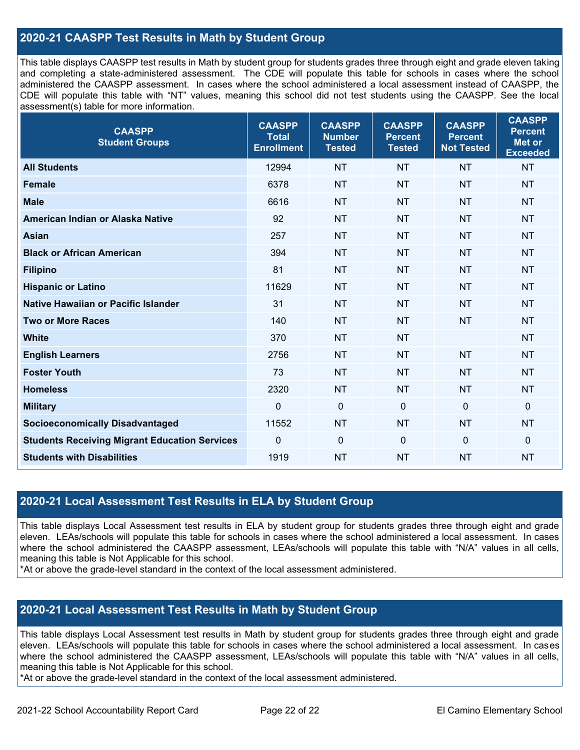## 2020-21 CAASPP Test Results in Math by Student Group

This table displays CAASPP test results in Math by student group for students grades three through eight and grade eleven taking and completing a state-administered assessment. The CDE will populate this table for schools in cases where the school administered the CAASPP assessment. In cases where the school administered a local assessment instead of CAASPP, the CDE will populate this table with "NT" values, meaning this school did not test students using the CAASPP. See the local assessment(s) table for more information.

| CAASPP Student Groups | CAASPP Total Enrollment | CAASPP Number Tested | CAASPP Percent Tested | CAASPP Percent Not Tested | CAASPP Percent Met or Exceeded |
|---|---|---|---|---|---|
| **All Students** | 12994 | NT | NT | NT | NT |
| **Female** | 6378 | NT | NT | NT | NT |
| **Male** | 6616 | NT | NT | NT | NT |
| **American Indian or Alaska Native** | 92 | NT | NT | NT | NT |
| **Asian** | 257 | NT | NT | NT | NT |
| **Black or African American** | 394 | NT | NT | NT | NT |
| **Filipino** | 81 | NT | NT | NT | NT |
| **Hispanic or Latino** | 11629 | NT | NT | NT | NT |
| **Native Hawaiian or Pacific Islander** | 31 | NT | NT | NT | NT |
| **Two or More Races** | 140 | NT | NT | NT | NT |
| **White** | 370 | NT | NT | | NT |
| **English Learners** | 2756 | NT | NT | NT | NT |
| **Foster Youth** | 73 | NT | NT | NT | NT |
| **Homeless** | 2320 | NT | NT | NT | NT |
| **Military** | 0 | 0 | 0 | 0 | 0 |
| **Socioeconomically Disadvantaged** | 11552 | NT | NT | NT | NT |
| **Students Receiving Migrant Education Services** | 0 | 0 | 0 | 0 | 0 |
| **Students with Disabilities** | 1919 | NT | NT | NT | NT |

## 2020-21 Local Assessment Test Results in ELA by Student Group

This table displays Local Assessment test results in ELA by student group for students grades three through eight and grade eleven. LEAs/schools will populate this table for schools in cases where the school administered a local assessment. In cases where the school administered the CAASPP assessment, LEAs/schools will populate this table with "N/A" values in all cells, meaning this table is Not Applicable for this school.
*At or above the grade-level standard in the context of the local assessment administered.

## 2020-21 Local Assessment Test Results in Math by Student Group

This table displays Local Assessment test results in Math by student group for students grades three through eight and grade eleven. LEAs/schools will populate this table for schools in cases where the school administered a local assessment. In cases where the school administered the CAASPP assessment, LEAs/schools will populate this table with "N/A" values in all cells, meaning this table is Not Applicable for this school.
*At or above the grade-level standard in the context of the local assessment administered.